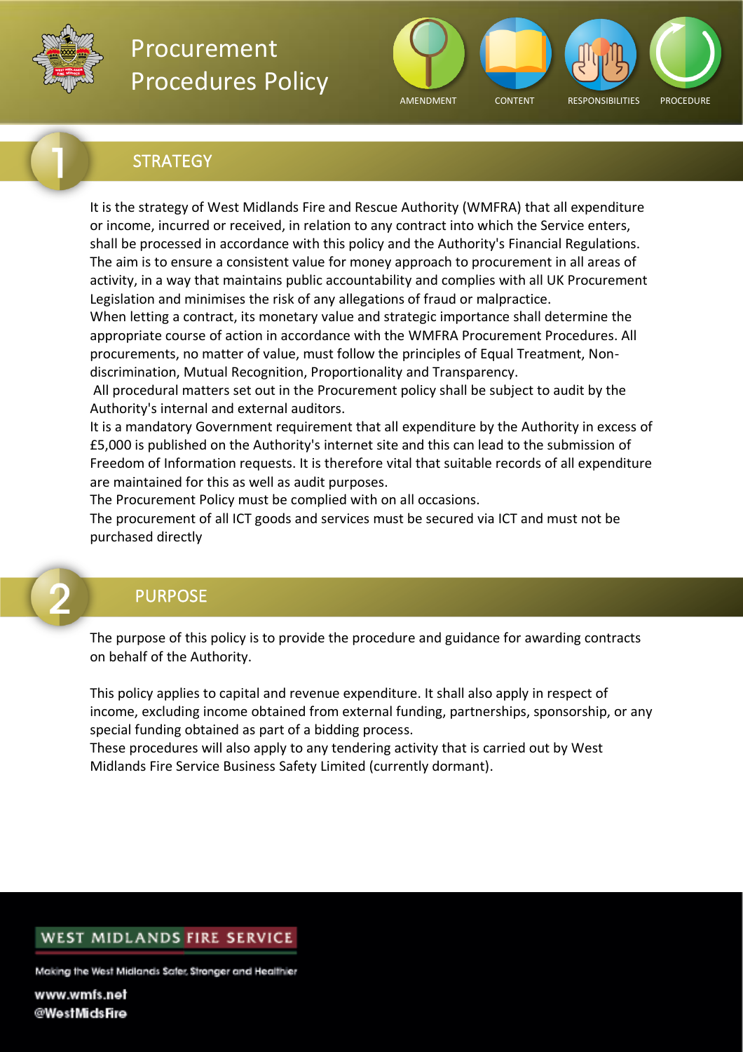# Procurement Procedures Policy

AMENDMENT CONTENT RESPONSIBILITIES PROCEDURE

## 1 STRATEGY

It is the strategy of West Midlands Fire and Rescue Authority (WMFRA) that all expenditure or income, incurred or received, in relation to any contract into which the Service enters, shall be processed in accordance with this policy and the Authority's Financial Regulations. The aim is to ensure a consistent value for money approach to procurement in all areas of activity, in a way that maintains public accountability and complies with all UK Procurement Legislation and minimises the risk of any allegations of fraud or malpractice.

When letting a contract, its monetary value and strategic importance shall determine the appropriate course of action in accordance with the WMFRA Procurement Procedures. All procurements, no matter of value, must follow the principles of Equal Treatment, Non-discrimination, Mutual Recognition, Proportionality and Transparency.

All procedural matters set out in the Procurement policy shall be subject to audit by the Authority's internal and external auditors.

It is a mandatory Government requirement that all expenditure by the Authority in excess of £5,000 is published on the Authority's internet site and this can lead to the submission of Freedom of Information requests. It is therefore vital that suitable records of all expenditure are maintained for this as well as audit purposes.

The Procurement Policy must be complied with on all occasions.

The procurement of all ICT goods and services must be secured via ICT and must not be purchased directly

## 2 PURPOSE

The purpose of this policy is to provide the procedure and guidance for awarding contracts on behalf of the Authority.

This policy applies to capital and revenue expenditure. It shall also apply in respect of income, excluding income obtained from external funding, partnerships, sponsorship, or any special funding obtained as part of a bidding process.

These procedures will also apply to any tendering activity that is carried out by West Midlands Fire Service Business Safety Limited (currently dormant).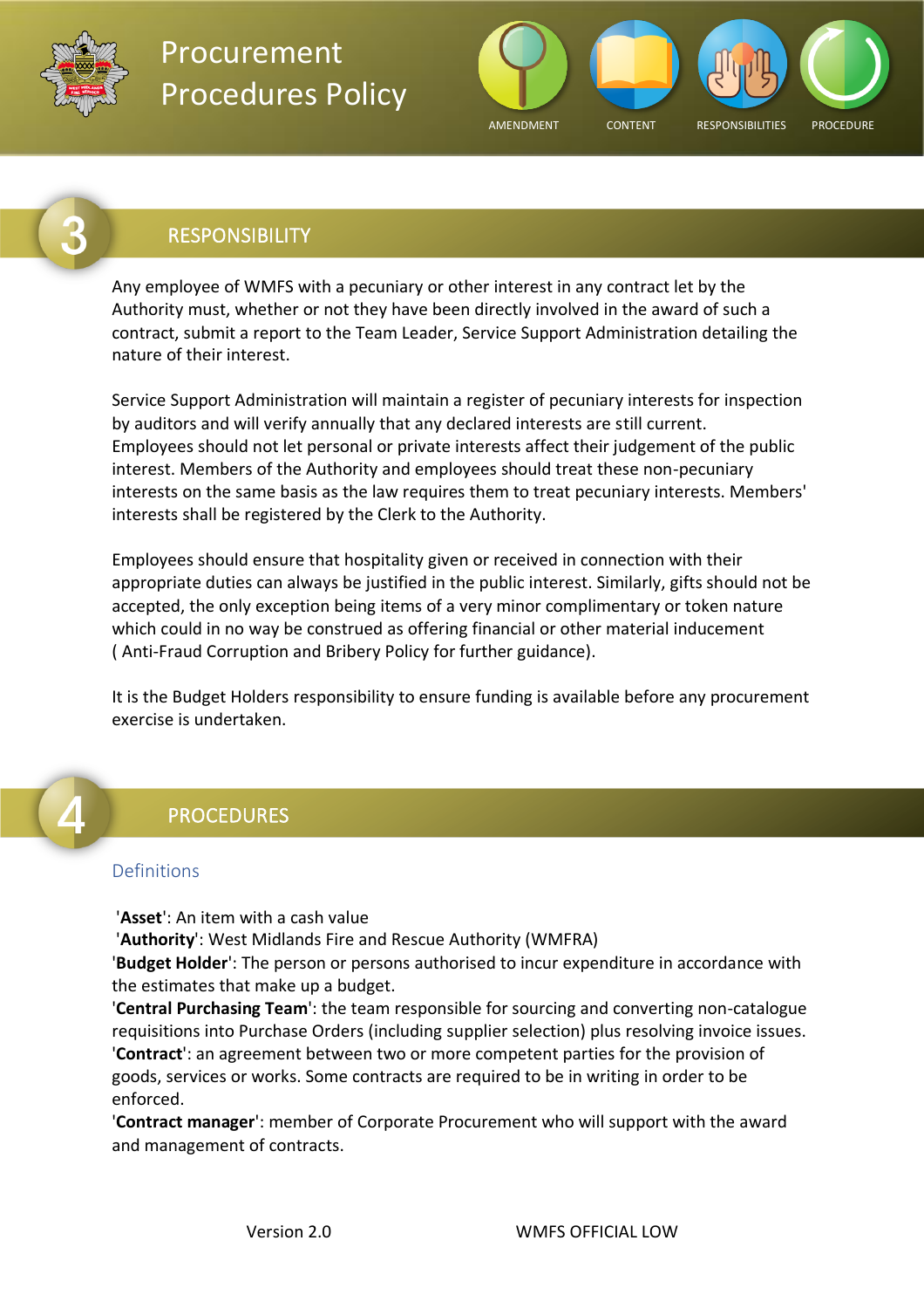## 3 RESPONSIBILITY

Any employee of WMFS with a pecuniary or other interest in any contract let by the Authority must, whether or not they have been directly involved in the award of such a contract, submit a report to the Team Leader, Service Support Administration detailing the nature of their interest.

Service Support Administration will maintain a register of pecuniary interests for inspection by auditors and will verify annually that any declared interests are still current. Employees should not let personal or private interests affect their judgement of the public interest. Members of the Authority and employees should treat these non-pecuniary interests on the same basis as the law requires them to treat pecuniary interests. Members' interests shall be registered by the Clerk to the Authority.

Employees should ensure that hospitality given or received in connection with their appropriate duties can always be justified in the public interest. Similarly, gifts should not be accepted, the only exception being items of a very minor complimentary or token nature which could in no way be construed as offering financial or other material inducement ( Anti-Fraud Corruption and Bribery Policy for further guidance).

It is the Budget Holders responsibility to ensure funding is available before any procurement exercise is undertaken.

## 4 PROCEDURES

### Definitions

'**Asset**': An item with a cash value
'**Authority**': West Midlands Fire and Rescue Authority (WMFRA)
'**Budget Holder**': The person or persons authorised to incur expenditure in accordance with the estimates that make up a budget.
'**Central Purchasing Team**': the team responsible for sourcing and converting non-catalogue requisitions into Purchase Orders (including supplier selection) plus resolving invoice issues.
'**Contract**': an agreement between two or more competent parties for the provision of goods, services or works. Some contracts are required to be in writing in order to be enforced.
'**Contract manager**': member of Corporate Procurement who will support with the award and management of contracts.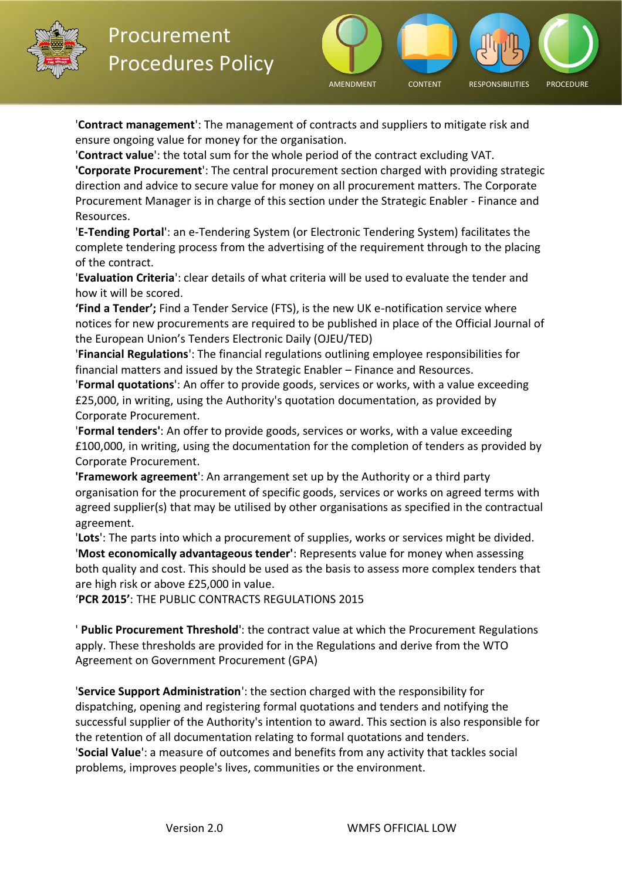'**Contract management**': The management of contracts and suppliers to mitigate risk and ensure ongoing value for money for the organisation.

'**Contract value**': the total sum for the whole period of the contract excluding VAT.

**'Corporate Procurement**': The central procurement section charged with providing strategic direction and advice to secure value for money on all procurement matters. The Corporate Procurement Manager is in charge of this section under the Strategic Enabler - Finance and Resources.

'**E-Tending Portal**': an e-Tendering System (or Electronic Tendering System) facilitates the complete tendering process from the advertising of the requirement through to the placing of the contract.

'**Evaluation Criteria**': clear details of what criteria will be used to evaluate the tender and how it will be scored.

**'Find a Tender';** Find a Tender Service (FTS), is the new UK e-notification service where notices for new procurements are required to be published in place of the Official Journal of the European Union's Tenders Electronic Daily (OJEU/TED)

'**Financial Regulations**': The financial regulations outlining employee responsibilities for financial matters and issued by the Strategic Enabler – Finance and Resources.

'**Formal quotations**': An offer to provide goods, services or works, with a value exceeding £25,000, in writing, using the Authority's quotation documentation, as provided by Corporate Procurement.

'**Formal tenders'**: An offer to provide goods, services or works, with a value exceeding £100,000, in writing, using the documentation for the completion of tenders as provided by Corporate Procurement.

**'Framework agreement**': An arrangement set up by the Authority or a third party organisation for the procurement of specific goods, services or works on agreed terms with agreed supplier(s) that may be utilised by other organisations as specified in the contractual agreement.

'**Lots**': The parts into which a procurement of supplies, works or services might be divided.

'**Most economically advantageous tender'**: Represents value for money when assessing both quality and cost. This should be used as the basis to assess more complex tenders that are high risk or above £25,000 in value.

'**PCR 2015'**: THE PUBLIC CONTRACTS REGULATIONS 2015

' **Public Procurement Threshold**': the contract value at which the Procurement Regulations apply. These thresholds are provided for in the Regulations and derive from the WTO Agreement on Government Procurement (GPA)

'**Service Support Administration**': the section charged with the responsibility for dispatching, opening and registering formal quotations and tenders and notifying the successful supplier of the Authority's intention to award. This section is also responsible for the retention of all documentation relating to formal quotations and tenders.

'**Social Value**': a measure of outcomes and benefits from any activity that tackles social problems, improves people's lives, communities or the environment.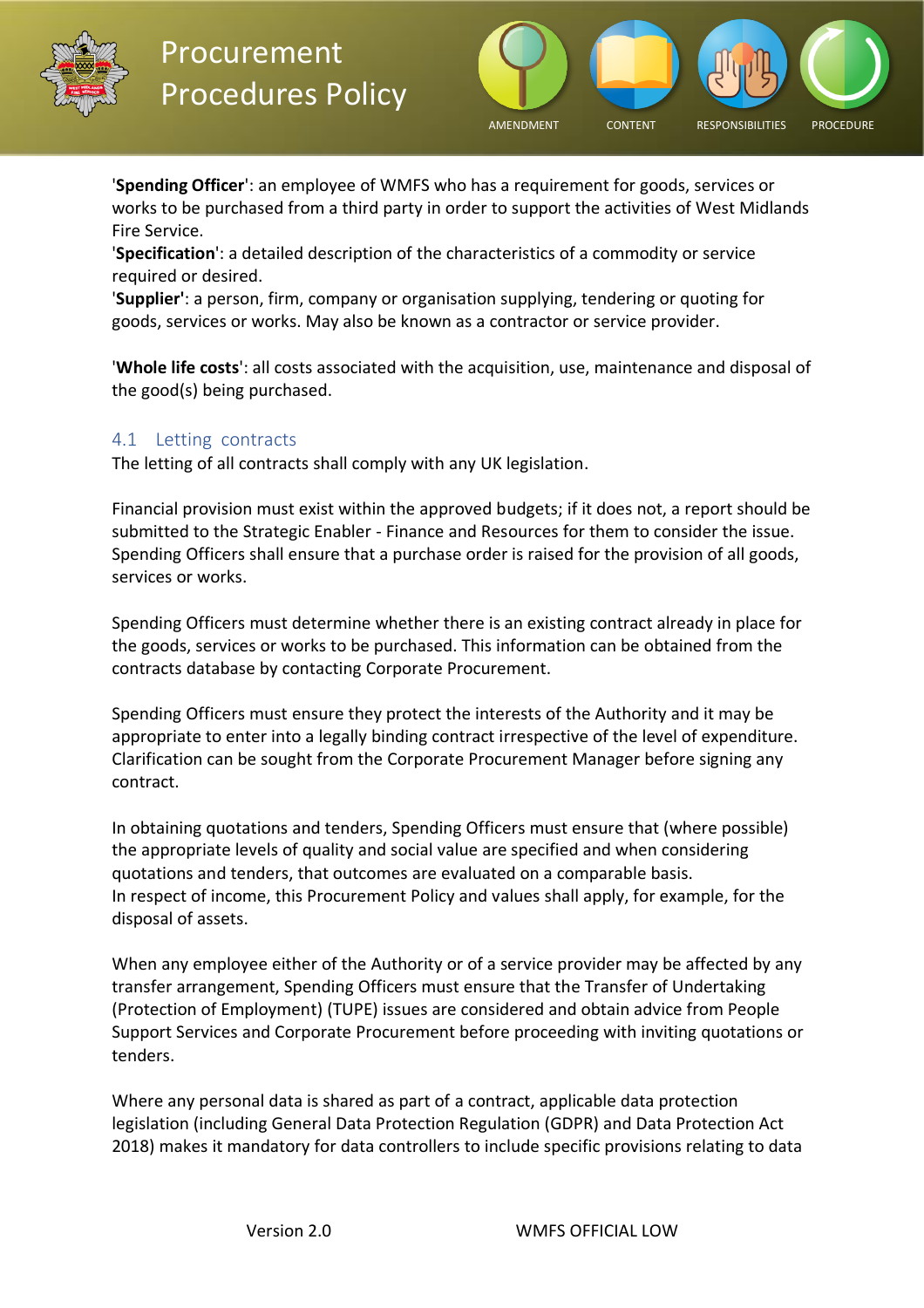'**Spending Officer**': an employee of WMFS who has a requirement for goods, services or works to be purchased from a third party in order to support the activities of West Midlands Fire Service.
'**Specification**': a detailed description of the characteristics of a commodity or service required or desired.
'**Supplier**': a person, firm, company or organisation supplying, tendering or quoting for goods, services or works. May also be known as a contractor or service provider.

'**Whole life costs**': all costs associated with the acquisition, use, maintenance and disposal of the good(s) being purchased.

## 4.1 Letting contracts

The letting of all contracts shall comply with any UK legislation.

Financial provision must exist within the approved budgets; if it does not, a report should be submitted to the Strategic Enabler - Finance and Resources for them to consider the issue. Spending Officers shall ensure that a purchase order is raised for the provision of all goods, services or works.

Spending Officers must determine whether there is an existing contract already in place for the goods, services or works to be purchased. This information can be obtained from the contracts database by contacting Corporate Procurement.

Spending Officers must ensure they protect the interests of the Authority and it may be appropriate to enter into a legally binding contract irrespective of the level of expenditure. Clarification can be sought from the Corporate Procurement Manager before signing any contract.

In obtaining quotations and tenders, Spending Officers must ensure that (where possible) the appropriate levels of quality and social value are specified and when considering quotations and tenders, that outcomes are evaluated on a comparable basis.
In respect of income, this Procurement Policy and values shall apply, for example, for the disposal of assets.

When any employee either of the Authority or of a service provider may be affected by any transfer arrangement, Spending Officers must ensure that the Transfer of Undertaking (Protection of Employment) (TUPE) issues are considered and obtain advice from People Support Services and Corporate Procurement before proceeding with inviting quotations or tenders.

Where any personal data is shared as part of a contract, applicable data protection legislation (including General Data Protection Regulation (GDPR) and Data Protection Act 2018) makes it mandatory for data controllers to include specific provisions relating to data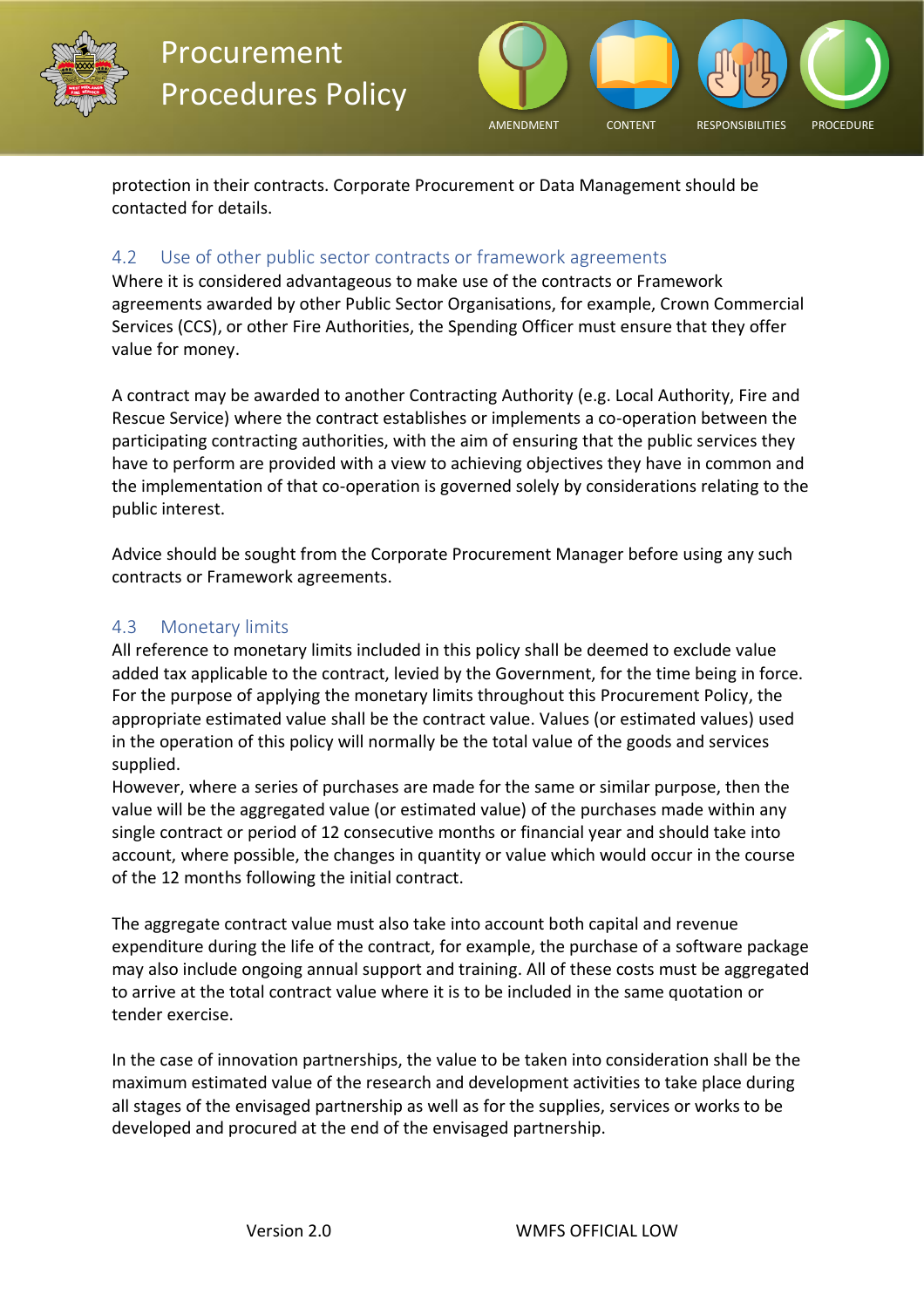protection in their contracts. Corporate Procurement or Data Management should be contacted for details.

## 4.2 Use of other public sector contracts or framework agreements

Where it is considered advantageous to make use of the contracts or Framework agreements awarded by other Public Sector Organisations, for example, Crown Commercial Services (CCS), or other Fire Authorities, the Spending Officer must ensure that they offer value for money.

A contract may be awarded to another Contracting Authority (e.g. Local Authority, Fire and Rescue Service) where the contract establishes or implements a co-operation between the participating contracting authorities, with the aim of ensuring that the public services they have to perform are provided with a view to achieving objectives they have in common and the implementation of that co-operation is governed solely by considerations relating to the public interest.

Advice should be sought from the Corporate Procurement Manager before using any such contracts or Framework agreements.

## 4.3 Monetary limits

All reference to monetary limits included in this policy shall be deemed to exclude value added tax applicable to the contract, levied by the Government, for the time being in force. For the purpose of applying the monetary limits throughout this Procurement Policy, the appropriate estimated value shall be the contract value. Values (or estimated values) used in the operation of this policy will normally be the total value of the goods and services supplied.

However, where a series of purchases are made for the same or similar purpose, then the value will be the aggregated value (or estimated value) of the purchases made within any single contract or period of 12 consecutive months or financial year and should take into account, where possible, the changes in quantity or value which would occur in the course of the 12 months following the initial contract.

The aggregate contract value must also take into account both capital and revenue expenditure during the life of the contract, for example, the purchase of a software package may also include ongoing annual support and training. All of these costs must be aggregated to arrive at the total contract value where it is to be included in the same quotation or tender exercise.

In the case of innovation partnerships, the value to be taken into consideration shall be the maximum estimated value of the research and development activities to take place during all stages of the envisaged partnership as well as for the supplies, services or works to be developed and procured at the end of the envisaged partnership.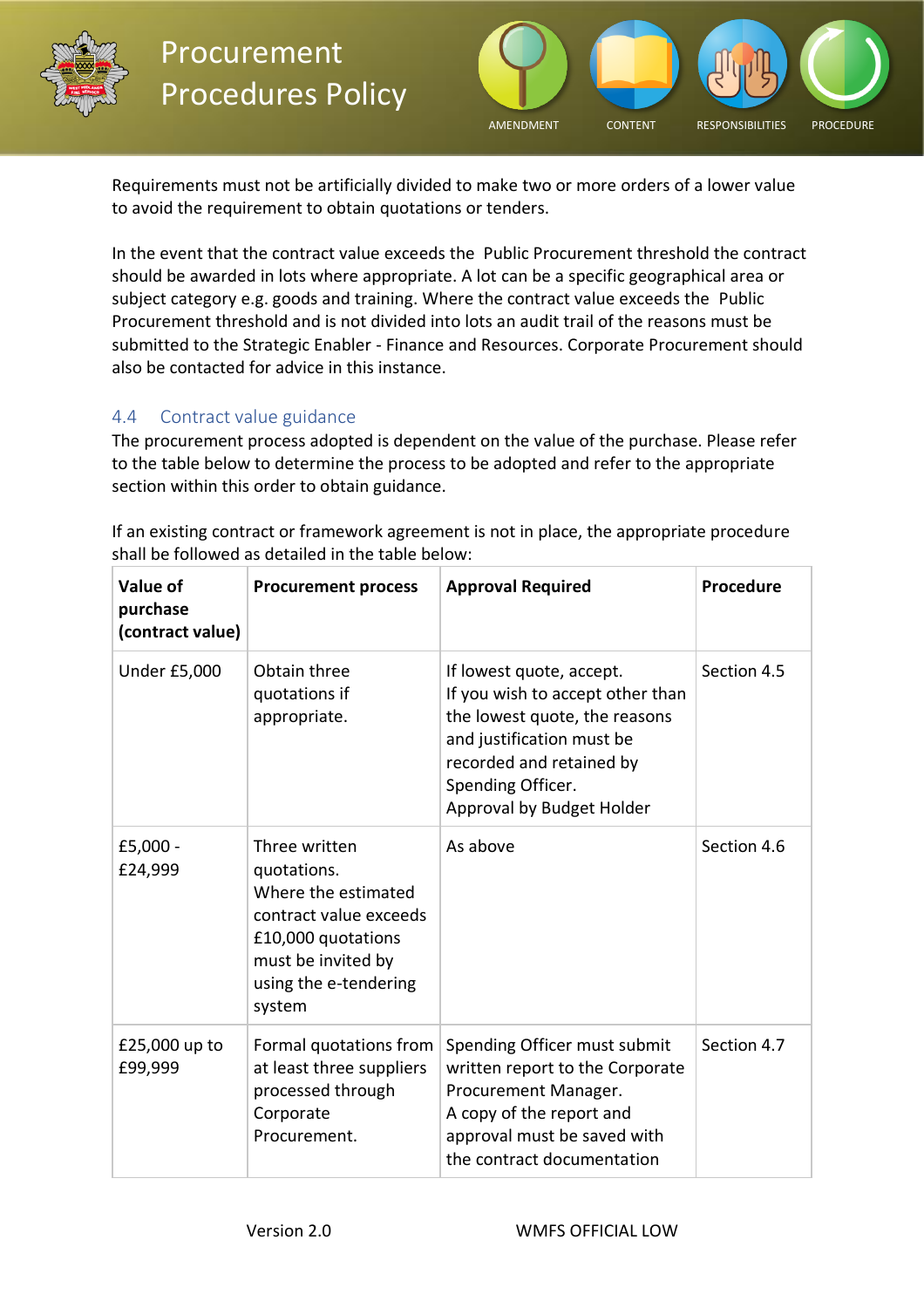Requirements must not be artificially divided to make two or more orders of a lower value to avoid the requirement to obtain quotations or tenders.

In the event that the contract value exceeds the Public Procurement threshold the contract should be awarded in lots where appropriate. A lot can be a specific geographical area or subject category e.g. goods and training. Where the contract value exceeds the Public Procurement threshold and is not divided into lots an audit trail of the reasons must be submitted to the Strategic Enabler - Finance and Resources. Corporate Procurement should also be contacted for advice in this instance.

## 4.4 Contract value guidance

The procurement process adopted is dependent on the value of the purchase. Please refer to the table below to determine the process to be adopted and refer to the appropriate section within this order to obtain guidance.

If an existing contract or framework agreement is not in place, the appropriate procedure shall be followed as detailed in the table below:

| Value of purchase (contract value) | Procurement process | Approval Required | Procedure |
|---|---|---|---|
| Under £5,000 | Obtain three quotations if appropriate. | If lowest quote, accept. If you wish to accept other than the lowest quote, the reasons and justification must be recorded and retained by Spending Officer. Approval by Budget Holder | Section 4.5 |
| £5,000 - £24,999 | Three written quotations. Where the estimated contract value exceeds £10,000 quotations must be invited by using the e-tendering system | As above | Section 4.6 |
| £25,000 up to £99,999 | Formal quotations from at least three suppliers processed through Corporate Procurement. | Spending Officer must submit written report to the Corporate Procurement Manager. A copy of the report and approval must be saved with the contract documentation | Section 4.7 |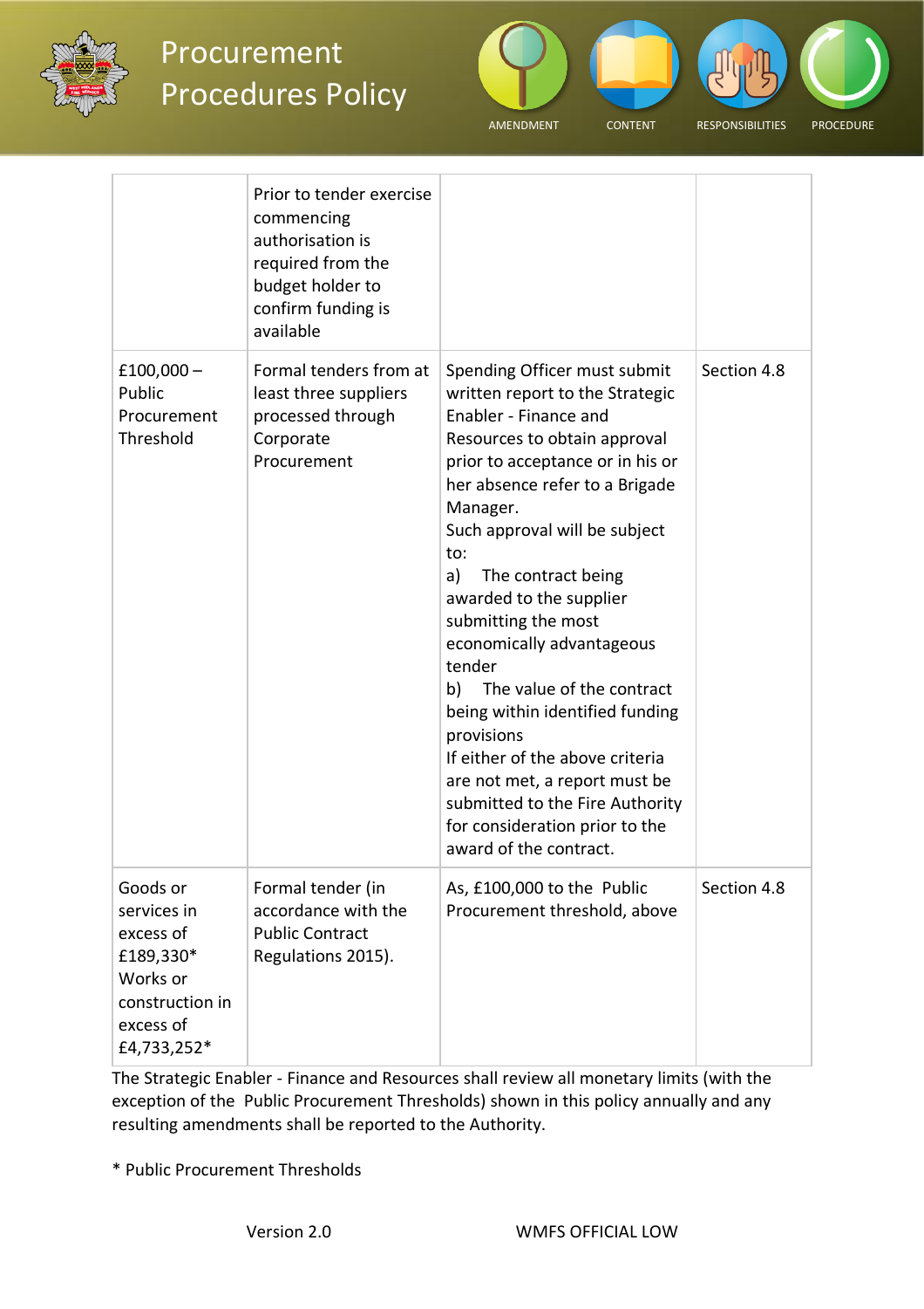| | | | |
|---|---|---|---|
| | Prior to tender exercise commencing authorisation is required from the budget holder to confirm funding is available | | |
| £100,000 – Public Procurement Threshold | Formal tenders from at least three suppliers processed through Corporate Procurement | Spending Officer must submit written report to the Strategic Enabler - Finance and Resources to obtain approval prior to acceptance or in his or her absence refer to a Brigade Manager.<br>Such approval will be subject to:<br>a) The contract being awarded to the supplier submitting the most economically advantageous tender<br>b) The value of the contract being within identified funding provisions<br>If either of the above criteria are not met, a report must be submitted to the Fire Authority for consideration prior to the award of the contract. | Section 4.8 |
| Goods or services in excess of £189,330*<br>Works or construction in excess of £4,733,252* | Formal tender (in accordance with the Public Contract Regulations 2015). | As, £100,000 to the Public Procurement threshold, above | Section 4.8 |

The Strategic Enabler - Finance and Resources shall review all monetary limits (with the exception of the Public Procurement Thresholds) shown in this policy annually and any resulting amendments shall be reported to the Authority.

* Public Procurement Thresholds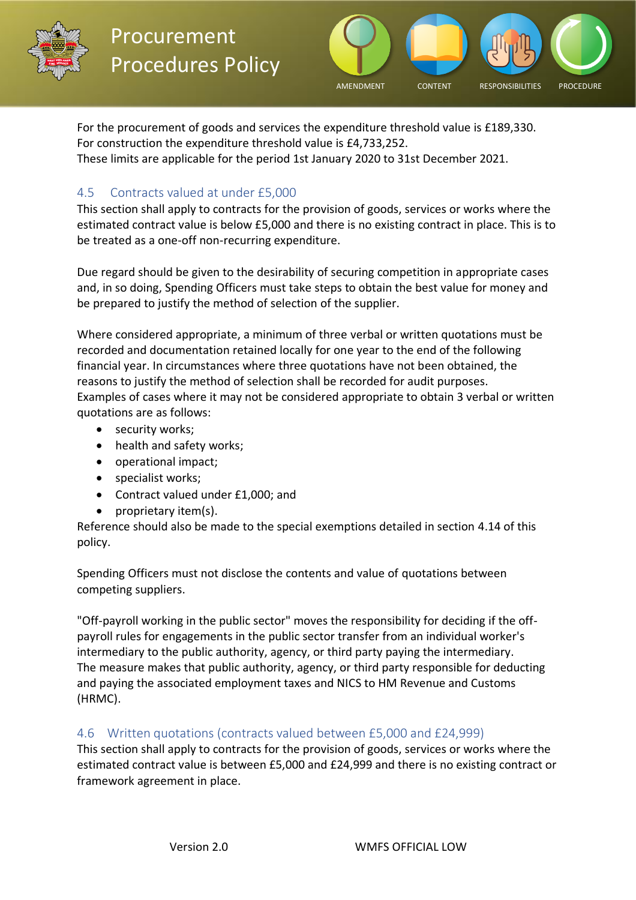For the procurement of goods and services the expenditure threshold value is £189,330.
For construction the expenditure threshold value is £4,733,252.
These limits are applicable for the period 1st January 2020 to 31st December 2021.

### 4.5 Contracts valued at under £5,000

This section shall apply to contracts for the provision of goods, services or works where the estimated contract value is below £5,000 and there is no existing contract in place. This is to be treated as a one-off non-recurring expenditure.

Due regard should be given to the desirability of securing competition in appropriate cases and, in so doing, Spending Officers must take steps to obtain the best value for money and be prepared to justify the method of selection of the supplier.

Where considered appropriate, a minimum of three verbal or written quotations must be recorded and documentation retained locally for one year to the end of the following financial year. In circumstances where three quotations have not been obtained, the reasons to justify the method of selection shall be recorded for audit purposes.
Examples of cases where it may not be considered appropriate to obtain 3 verbal or written quotations are as follows:

- security works;
- health and safety works;
- operational impact;
- specialist works;
- Contract valued under £1,000; and
- proprietary item(s).

Reference should also be made to the special exemptions detailed in section 4.14 of this policy.

Spending Officers must not disclose the contents and value of quotations between competing suppliers.

"Off-payroll working in the public sector" moves the responsibility for deciding if the off-payroll rules for engagements in the public sector transfer from an individual worker's intermediary to the public authority, agency, or third party paying the intermediary.
The measure makes that public authority, agency, or third party responsible for deducting and paying the associated employment taxes and NICS to HM Revenue and Customs (HRMC).

### 4.6 Written quotations (contracts valued between £5,000 and £24,999)

This section shall apply to contracts for the provision of goods, services or works where the estimated contract value is between £5,000 and £24,999 and there is no existing contract or framework agreement in place.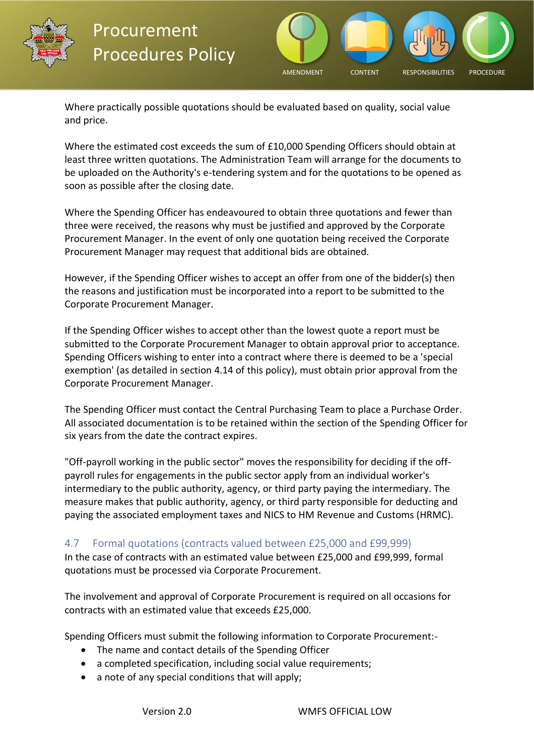Where practically possible quotations should be evaluated based on quality, social value and price.

Where the estimated cost exceeds the sum of £10,000 Spending Officers should obtain at least three written quotations. The Administration Team will arrange for the documents to be uploaded on the Authority's e-tendering system and for the quotations to be opened as soon as possible after the closing date.

Where the Spending Officer has endeavoured to obtain three quotations and fewer than three were received, the reasons why must be justified and approved by the Corporate Procurement Manager. In the event of only one quotation being received the Corporate Procurement Manager may request that additional bids are obtained.

However, if the Spending Officer wishes to accept an offer from one of the bidder(s) then the reasons and justification must be incorporated into a report to be submitted to the Corporate Procurement Manager.

If the Spending Officer wishes to accept other than the lowest quote a report must be submitted to the Corporate Procurement Manager to obtain approval prior to acceptance. Spending Officers wishing to enter into a contract where there is deemed to be a 'special exemption' (as detailed in section 4.14 of this policy), must obtain prior approval from the Corporate Procurement Manager.

The Spending Officer must contact the Central Purchasing Team to place a Purchase Order. All associated documentation is to be retained within the section of the Spending Officer for six years from the date the contract expires.

"Off-payroll working in the public sector" moves the responsibility for deciding if the off-payroll rules for engagements in the public sector apply from an individual worker's intermediary to the public authority, agency, or third party paying the intermediary. The measure makes that public authority, agency, or third party responsible for deducting and paying the associated employment taxes and NICS to HM Revenue and Customs (HRMC).

## 4.7 Formal quotations (contracts valued between £25,000 and £99,999)

In the case of contracts with an estimated value between £25,000 and £99,999, formal quotations must be processed via Corporate Procurement.

The involvement and approval of Corporate Procurement is required on all occasions for contracts with an estimated value that exceeds £25,000.

Spending Officers must submit the following information to Corporate Procurement:-

- The name and contact details of the Spending Officer
- a completed specification, including social value requirements;
- a note of any special conditions that will apply;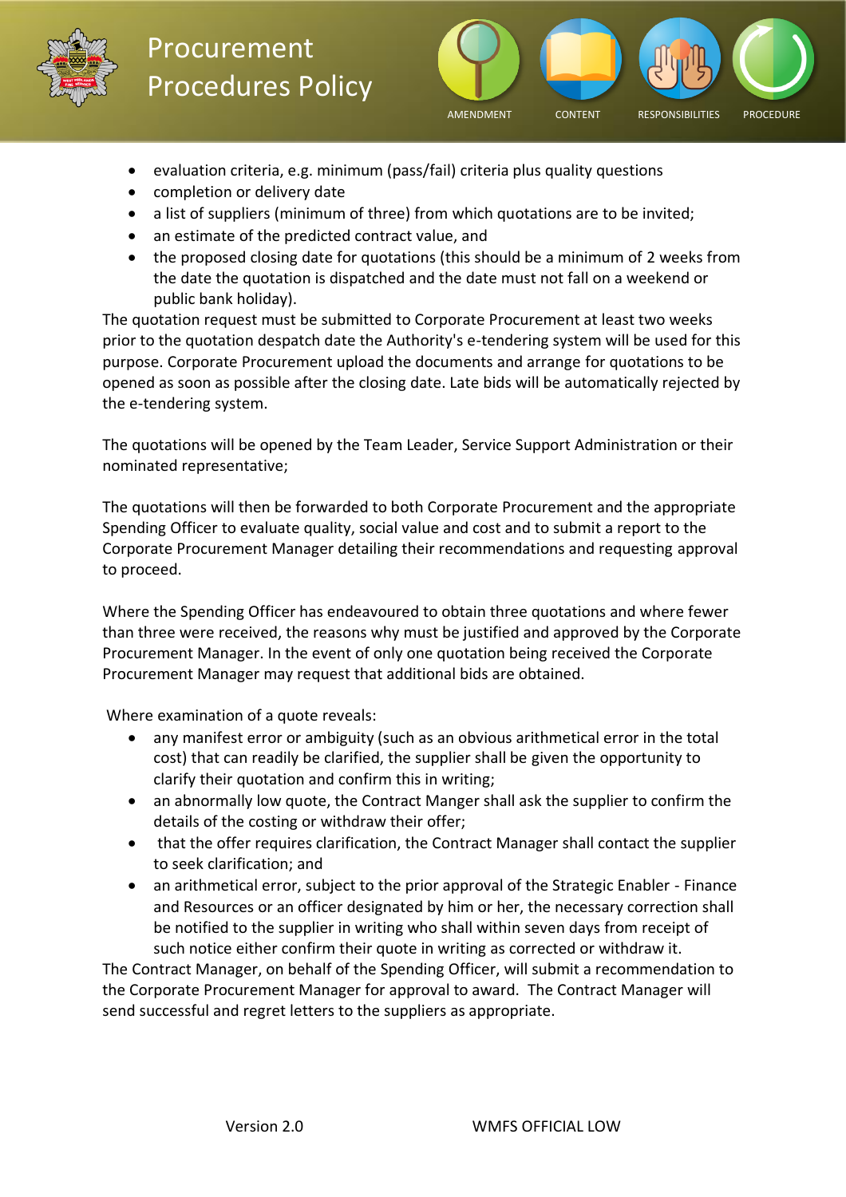- evaluation criteria, e.g. minimum (pass/fail) criteria plus quality questions
- completion or delivery date
- a list of suppliers (minimum of three) from which quotations are to be invited;
- an estimate of the predicted contract value, and
- the proposed closing date for quotations (this should be a minimum of 2 weeks from the date the quotation is dispatched and the date must not fall on a weekend or public bank holiday).

The quotation request must be submitted to Corporate Procurement at least two weeks prior to the quotation despatch date the Authority's e-tendering system will be used for this purpose. Corporate Procurement upload the documents and arrange for quotations to be opened as soon as possible after the closing date. Late bids will be automatically rejected by the e-tendering system.

The quotations will be opened by the Team Leader, Service Support Administration or their nominated representative;

The quotations will then be forwarded to both Corporate Procurement and the appropriate Spending Officer to evaluate quality, social value and cost and to submit a report to the Corporate Procurement Manager detailing their recommendations and requesting approval to proceed.

Where the Spending Officer has endeavoured to obtain three quotations and where fewer than three were received, the reasons why must be justified and approved by the Corporate Procurement Manager. In the event of only one quotation being received the Corporate Procurement Manager may request that additional bids are obtained.

Where examination of a quote reveals:

- any manifest error or ambiguity (such as an obvious arithmetical error in the total cost) that can readily be clarified, the supplier shall be given the opportunity to clarify their quotation and confirm this in writing;
- an abnormally low quote, the Contract Manger shall ask the supplier to confirm the details of the costing or withdraw their offer;
- that the offer requires clarification, the Contract Manager shall contact the supplier to seek clarification; and
- an arithmetical error, subject to the prior approval of the Strategic Enabler - Finance and Resources or an officer designated by him or her, the necessary correction shall be notified to the supplier in writing who shall within seven days from receipt of such notice either confirm their quote in writing as corrected or withdraw it.

The Contract Manager, on behalf of the Spending Officer, will submit a recommendation to the Corporate Procurement Manager for approval to award. The Contract Manager will send successful and regret letters to the suppliers as appropriate.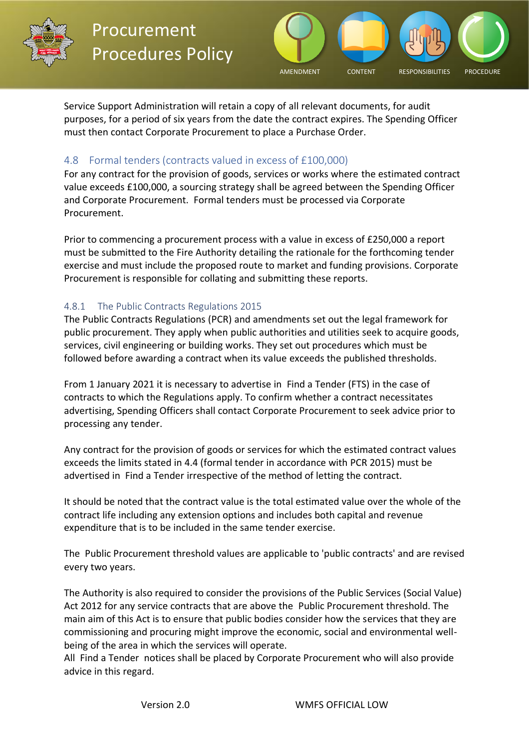Service Support Administration will retain a copy of all relevant documents, for audit purposes, for a period of six years from the date the contract expires. The Spending Officer must then contact Corporate Procurement to place a Purchase Order.

### 4.8 Formal tenders (contracts valued in excess of £100,000)

For any contract for the provision of goods, services or works where the estimated contract value exceeds £100,000, a sourcing strategy shall be agreed between the Spending Officer and Corporate Procurement. Formal tenders must be processed via Corporate Procurement.

Prior to commencing a procurement process with a value in excess of £250,000 a report must be submitted to the Fire Authority detailing the rationale for the forthcoming tender exercise and must include the proposed route to market and funding provisions. Corporate Procurement is responsible for collating and submitting these reports.

#### 4.8.1 The Public Contracts Regulations 2015

The Public Contracts Regulations (PCR) and amendments set out the legal framework for public procurement. They apply when public authorities and utilities seek to acquire goods, services, civil engineering or building works. They set out procedures which must be followed before awarding a contract when its value exceeds the published thresholds.

From 1 January 2021 it is necessary to advertise in Find a Tender (FTS) in the case of contracts to which the Regulations apply. To confirm whether a contract necessitates advertising, Spending Officers shall contact Corporate Procurement to seek advice prior to processing any tender.

Any contract for the provision of goods or services for which the estimated contract values exceeds the limits stated in 4.4 (formal tender in accordance with PCR 2015) must be advertised in Find a Tender irrespective of the method of letting the contract.

It should be noted that the contract value is the total estimated value over the whole of the contract life including any extension options and includes both capital and revenue expenditure that is to be included in the same tender exercise.

The Public Procurement threshold values are applicable to 'public contracts' and are revised every two years.

The Authority is also required to consider the provisions of the Public Services (Social Value) Act 2012 for any service contracts that are above the Public Procurement threshold. The main aim of this Act is to ensure that public bodies consider how the services that they are commissioning and procuring might improve the economic, social and environmental well-being of the area in which the services will operate.
All Find a Tender notices shall be placed by Corporate Procurement who will also provide advice in this regard.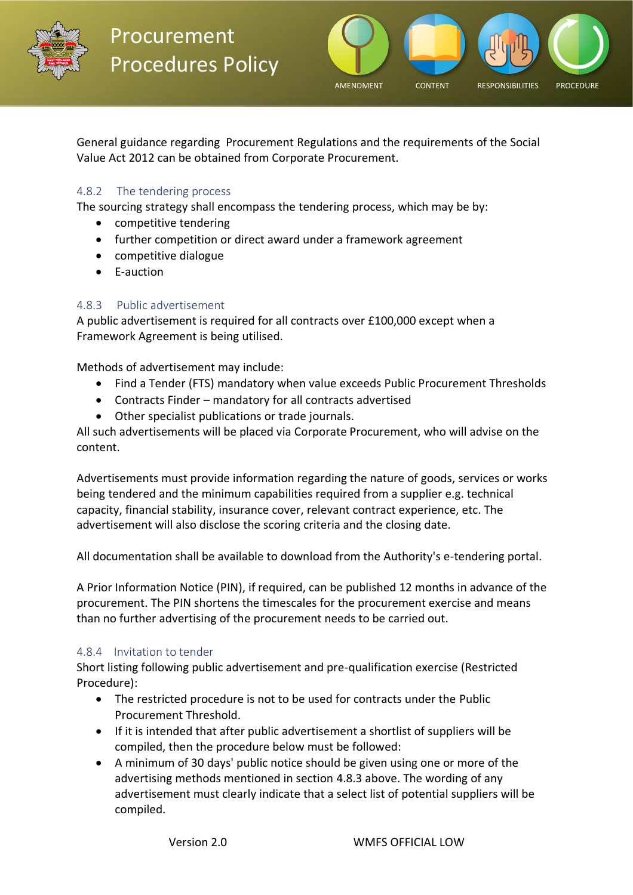General guidance regarding Procurement Regulations and the requirements of the Social Value Act 2012 can be obtained from Corporate Procurement.

### 4.8.2 The tendering process

The sourcing strategy shall encompass the tendering process, which may be by:

- competitive tendering
- further competition or direct award under a framework agreement
- competitive dialogue
- E-auction

### 4.8.3 Public advertisement

A public advertisement is required for all contracts over £100,000 except when a Framework Agreement is being utilised.

Methods of advertisement may include:

- Find a Tender (FTS) mandatory when value exceeds Public Procurement Thresholds
- Contracts Finder – mandatory for all contracts advertised
- Other specialist publications or trade journals.

All such advertisements will be placed via Corporate Procurement, who will advise on the content.

Advertisements must provide information regarding the nature of goods, services or works being tendered and the minimum capabilities required from a supplier e.g. technical capacity, financial stability, insurance cover, relevant contract experience, etc. The advertisement will also disclose the scoring criteria and the closing date.

All documentation shall be available to download from the Authority's e-tendering portal.

A Prior Information Notice (PIN), if required, can be published 12 months in advance of the procurement. The PIN shortens the timescales for the procurement exercise and means than no further advertising of the procurement needs to be carried out.

### 4.8.4 Invitation to tender

Short listing following public advertisement and pre-qualification exercise (Restricted Procedure):

- The restricted procedure is not to be used for contracts under the Public Procurement Threshold.
- If it is intended that after public advertisement a shortlist of suppliers will be compiled, then the procedure below must be followed:
- A minimum of 30 days' public notice should be given using one or more of the advertising methods mentioned in section 4.8.3 above. The wording of any advertisement must clearly indicate that a select list of potential suppliers will be compiled.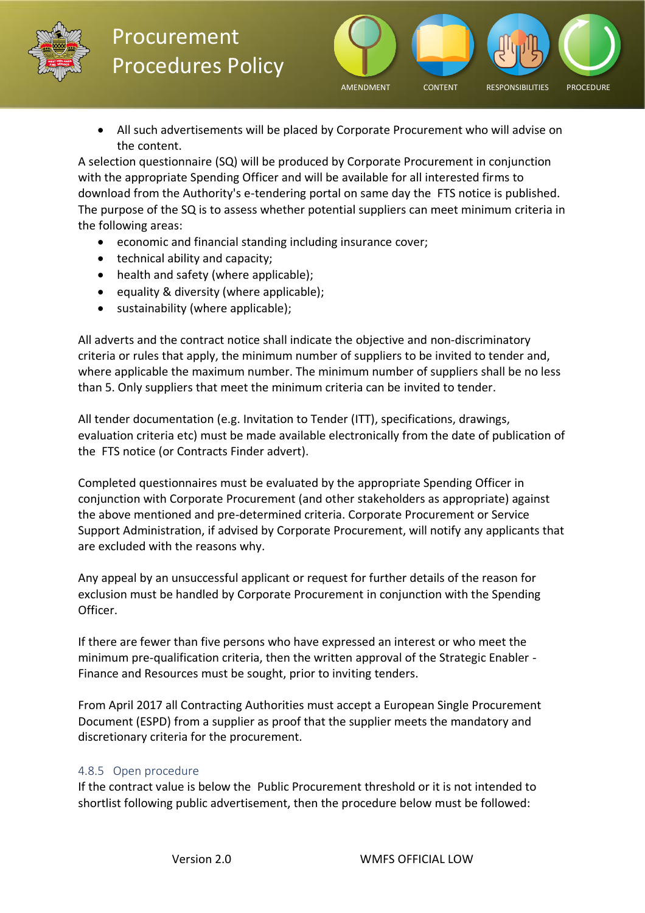- All such advertisements will be placed by Corporate Procurement who will advise on the content.

A selection questionnaire (SQ) will be produced by Corporate Procurement in conjunction with the appropriate Spending Officer and will be available for all interested firms to download from the Authority's e-tendering portal on same day the FTS notice is published. The purpose of the SQ is to assess whether potential suppliers can meet minimum criteria in the following areas:

- economic and financial standing including insurance cover;
- technical ability and capacity;
- health and safety (where applicable);
- equality & diversity (where applicable);
- sustainability (where applicable);

All adverts and the contract notice shall indicate the objective and non-discriminatory criteria or rules that apply, the minimum number of suppliers to be invited to tender and, where applicable the maximum number. The minimum number of suppliers shall be no less than 5. Only suppliers that meet the minimum criteria can be invited to tender.

All tender documentation (e.g. Invitation to Tender (ITT), specifications, drawings, evaluation criteria etc) must be made available electronically from the date of publication of the FTS notice (or Contracts Finder advert).

Completed questionnaires must be evaluated by the appropriate Spending Officer in conjunction with Corporate Procurement (and other stakeholders as appropriate) against the above mentioned and pre-determined criteria. Corporate Procurement or Service Support Administration, if advised by Corporate Procurement, will notify any applicants that are excluded with the reasons why.

Any appeal by an unsuccessful applicant or request for further details of the reason for exclusion must be handled by Corporate Procurement in conjunction with the Spending Officer.

If there are fewer than five persons who have expressed an interest or who meet the minimum pre-qualification criteria, then the written approval of the Strategic Enabler - Finance and Resources must be sought, prior to inviting tenders.

From April 2017 all Contracting Authorities must accept a European Single Procurement Document (ESPD) from a supplier as proof that the supplier meets the mandatory and discretionary criteria for the procurement.

### 4.8.5 Open procedure

If the contract value is below the Public Procurement threshold or it is not intended to shortlist following public advertisement, then the procedure below must be followed: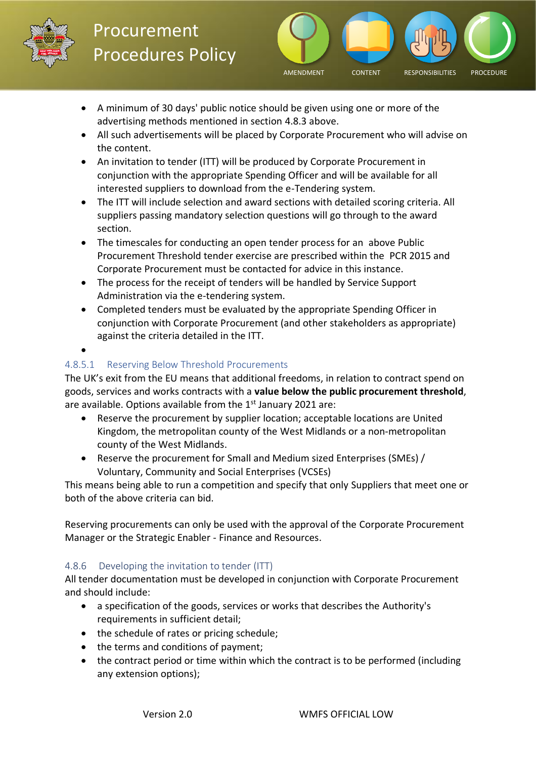- A minimum of 30 days' public notice should be given using one or more of the advertising methods mentioned in section 4.8.3 above.
- All such advertisements will be placed by Corporate Procurement who will advise on the content.
- An invitation to tender (ITT) will be produced by Corporate Procurement in conjunction with the appropriate Spending Officer and will be available for all interested suppliers to download from the e-Tendering system.
- The ITT will include selection and award sections with detailed scoring criteria. All suppliers passing mandatory selection questions will go through to the award section.
- The timescales for conducting an open tender process for an above Public Procurement Threshold tender exercise are prescribed within the PCR 2015 and Corporate Procurement must be contacted for advice in this instance.
- The process for the receipt of tenders will be handled by Service Support Administration via the e-tendering system.
- Completed tenders must be evaluated by the appropriate Spending Officer in conjunction with Corporate Procurement (and other stakeholders as appropriate) against the criteria detailed in the ITT.

#### 4.8.5.1 Reserving Below Threshold Procurements

The UK's exit from the EU means that additional freedoms, in relation to contract spend on goods, services and works contracts with a **value below the public procurement threshold**, are available. Options available from the 1st January 2021 are:

- Reserve the procurement by supplier location; acceptable locations are United Kingdom, the metropolitan county of the West Midlands or a non-metropolitan county of the West Midlands.
- Reserve the procurement for Small and Medium sized Enterprises (SMEs) / Voluntary, Community and Social Enterprises (VCSEs)

This means being able to run a competition and specify that only Suppliers that meet one or both of the above criteria can bid.

Reserving procurements can only be used with the approval of the Corporate Procurement Manager or the Strategic Enabler - Finance and Resources.

### 4.8.6 Developing the invitation to tender (ITT)

All tender documentation must be developed in conjunction with Corporate Procurement and should include:

- a specification of the goods, services or works that describes the Authority's requirements in sufficient detail;
- the schedule of rates or pricing schedule;
- the terms and conditions of payment;
- the contract period or time within which the contract is to be performed (including any extension options);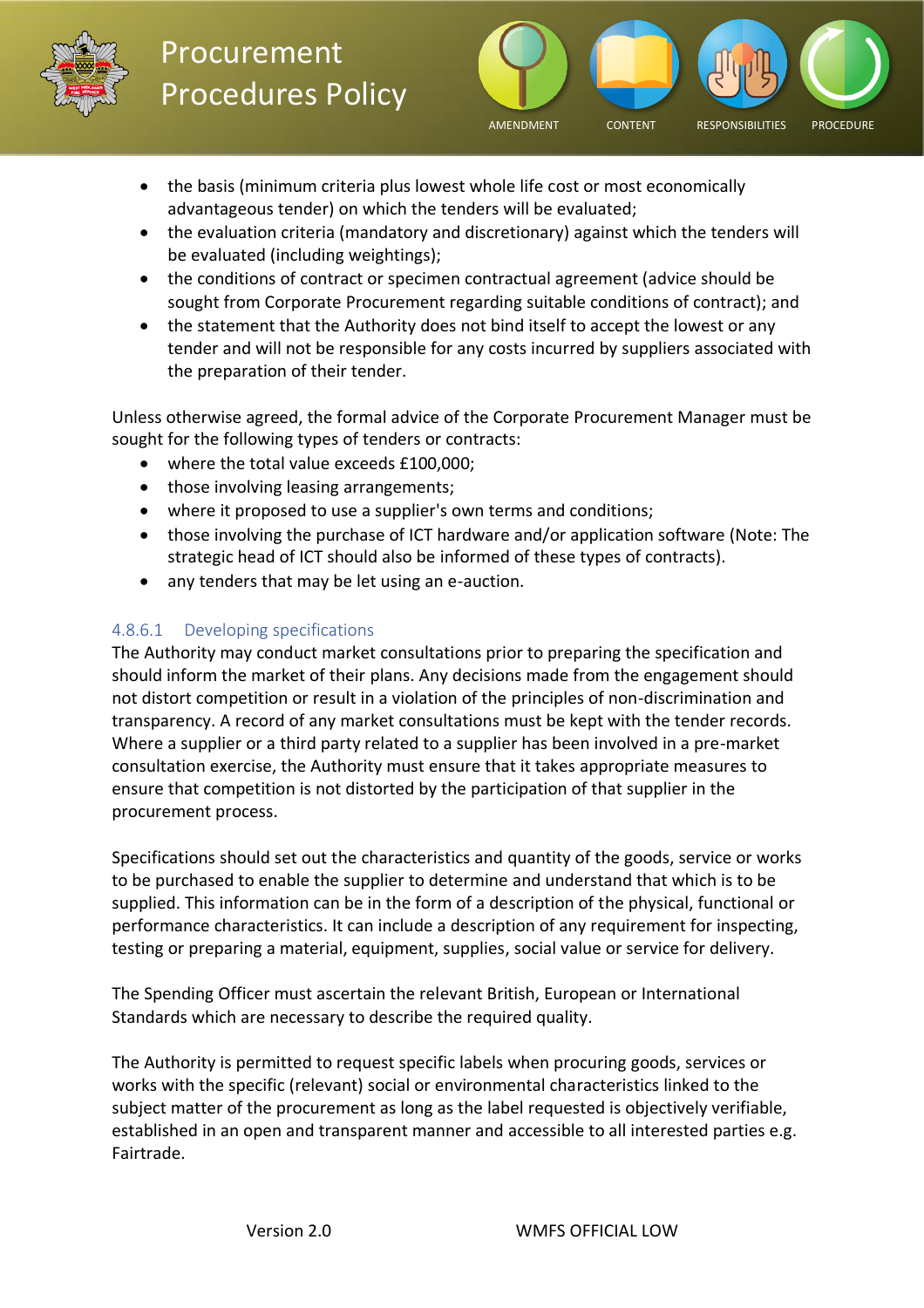- the basis (minimum criteria plus lowest whole life cost or most economically advantageous tender) on which the tenders will be evaluated;
- the evaluation criteria (mandatory and discretionary) against which the tenders will be evaluated (including weightings);
- the conditions of contract or specimen contractual agreement (advice should be sought from Corporate Procurement regarding suitable conditions of contract); and
- the statement that the Authority does not bind itself to accept the lowest or any tender and will not be responsible for any costs incurred by suppliers associated with the preparation of their tender.

Unless otherwise agreed, the formal advice of the Corporate Procurement Manager must be sought for the following types of tenders or contracts:

- where the total value exceeds £100,000;
- those involving leasing arrangements;
- where it proposed to use a supplier's own terms and conditions;
- those involving the purchase of ICT hardware and/or application software (Note: The strategic head of ICT should also be informed of these types of contracts).
- any tenders that may be let using an e-auction.

#### 4.8.6.1 Developing specifications

The Authority may conduct market consultations prior to preparing the specification and should inform the market of their plans. Any decisions made from the engagement should not distort competition or result in a violation of the principles of non-discrimination and transparency. A record of any market consultations must be kept with the tender records. Where a supplier or a third party related to a supplier has been involved in a pre-market consultation exercise, the Authority must ensure that it takes appropriate measures to ensure that competition is not distorted by the participation of that supplier in the procurement process.

Specifications should set out the characteristics and quantity of the goods, service or works to be purchased to enable the supplier to determine and understand that which is to be supplied. This information can be in the form of a description of the physical, functional or performance characteristics. It can include a description of any requirement for inspecting, testing or preparing a material, equipment, supplies, social value or service for delivery.

The Spending Officer must ascertain the relevant British, European or International Standards which are necessary to describe the required quality.

The Authority is permitted to request specific labels when procuring goods, services or works with the specific (relevant) social or environmental characteristics linked to the subject matter of the procurement as long as the label requested is objectively verifiable, established in an open and transparent manner and accessible to all interested parties e.g. Fairtrade.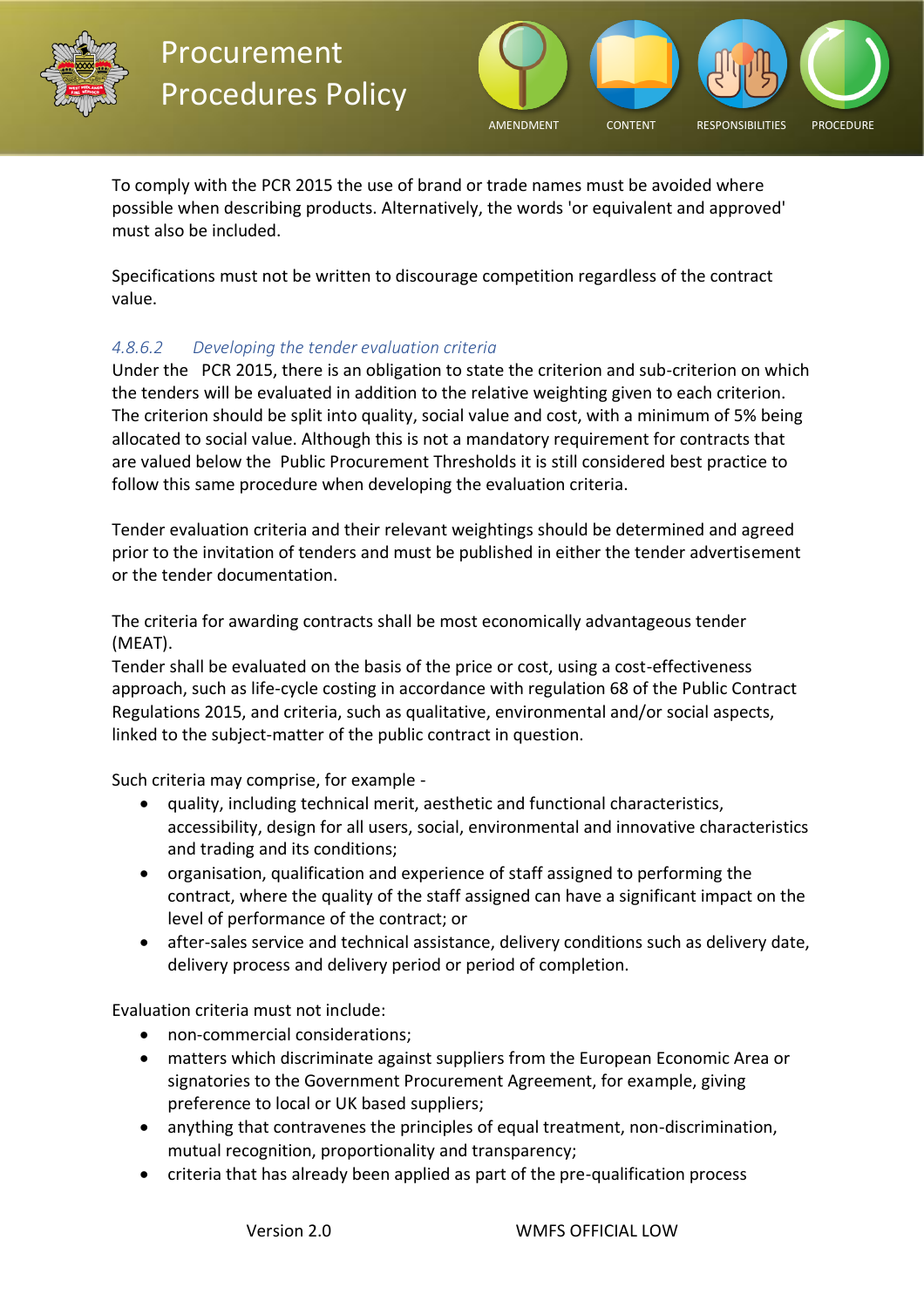To comply with the PCR 2015 the use of brand or trade names must be avoided where possible when describing products. Alternatively, the words 'or equivalent and approved' must also be included.

Specifications must not be written to discourage competition regardless of the contract value.

#### *4.8.6.2 Developing the tender evaluation criteria*

Under the PCR 2015, there is an obligation to state the criterion and sub-criterion on which the tenders will be evaluated in addition to the relative weighting given to each criterion. The criterion should be split into quality, social value and cost, with a minimum of 5% being allocated to social value. Although this is not a mandatory requirement for contracts that are valued below the Public Procurement Thresholds it is still considered best practice to follow this same procedure when developing the evaluation criteria.

Tender evaluation criteria and their relevant weightings should be determined and agreed prior to the invitation of tenders and must be published in either the tender advertisement or the tender documentation.

The criteria for awarding contracts shall be most economically advantageous tender (MEAT).
Tender shall be evaluated on the basis of the price or cost, using a cost-effectiveness approach, such as life-cycle costing in accordance with regulation 68 of the Public Contract Regulations 2015, and criteria, such as qualitative, environmental and/or social aspects, linked to the subject-matter of the public contract in question.

Such criteria may comprise, for example -

- quality, including technical merit, aesthetic and functional characteristics, accessibility, design for all users, social, environmental and innovative characteristics and trading and its conditions;
- organisation, qualification and experience of staff assigned to performing the contract, where the quality of the staff assigned can have a significant impact on the level of performance of the contract; or
- after-sales service and technical assistance, delivery conditions such as delivery date, delivery process and delivery period or period of completion.

Evaluation criteria must not include:

- non-commercial considerations;
- matters which discriminate against suppliers from the European Economic Area or signatories to the Government Procurement Agreement, for example, giving preference to local or UK based suppliers;
- anything that contravenes the principles of equal treatment, non-discrimination, mutual recognition, proportionality and transparency;
- criteria that has already been applied as part of the pre-qualification process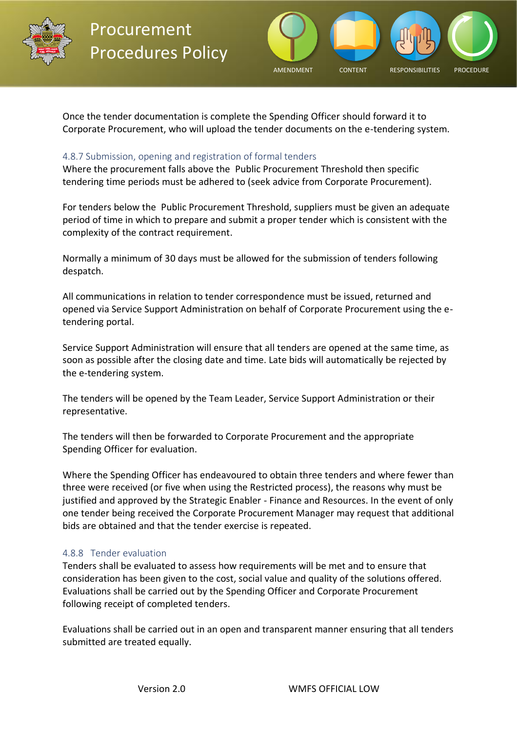Once the tender documentation is complete the Spending Officer should forward it to Corporate Procurement, who will upload the tender documents on the e-tendering system.

### 4.8.7 Submission, opening and registration of formal tenders

Where the procurement falls above the Public Procurement Threshold then specific tendering time periods must be adhered to (seek advice from Corporate Procurement).

For tenders below the Public Procurement Threshold, suppliers must be given an adequate period of time in which to prepare and submit a proper tender which is consistent with the complexity of the contract requirement.

Normally a minimum of 30 days must be allowed for the submission of tenders following despatch.

All communications in relation to tender correspondence must be issued, returned and opened via Service Support Administration on behalf of Corporate Procurement using the e-tendering portal.

Service Support Administration will ensure that all tenders are opened at the same time, as soon as possible after the closing date and time. Late bids will automatically be rejected by the e-tendering system.

The tenders will be opened by the Team Leader, Service Support Administration or their representative.

The tenders will then be forwarded to Corporate Procurement and the appropriate Spending Officer for evaluation.

Where the Spending Officer has endeavoured to obtain three tenders and where fewer than three were received (or five when using the Restricted process), the reasons why must be justified and approved by the Strategic Enabler - Finance and Resources. In the event of only one tender being received the Corporate Procurement Manager may request that additional bids are obtained and that the tender exercise is repeated.

### 4.8.8 Tender evaluation

Tenders shall be evaluated to assess how requirements will be met and to ensure that consideration has been given to the cost, social value and quality of the solutions offered. Evaluations shall be carried out by the Spending Officer and Corporate Procurement following receipt of completed tenders.

Evaluations shall be carried out in an open and transparent manner ensuring that all tenders submitted are treated equally.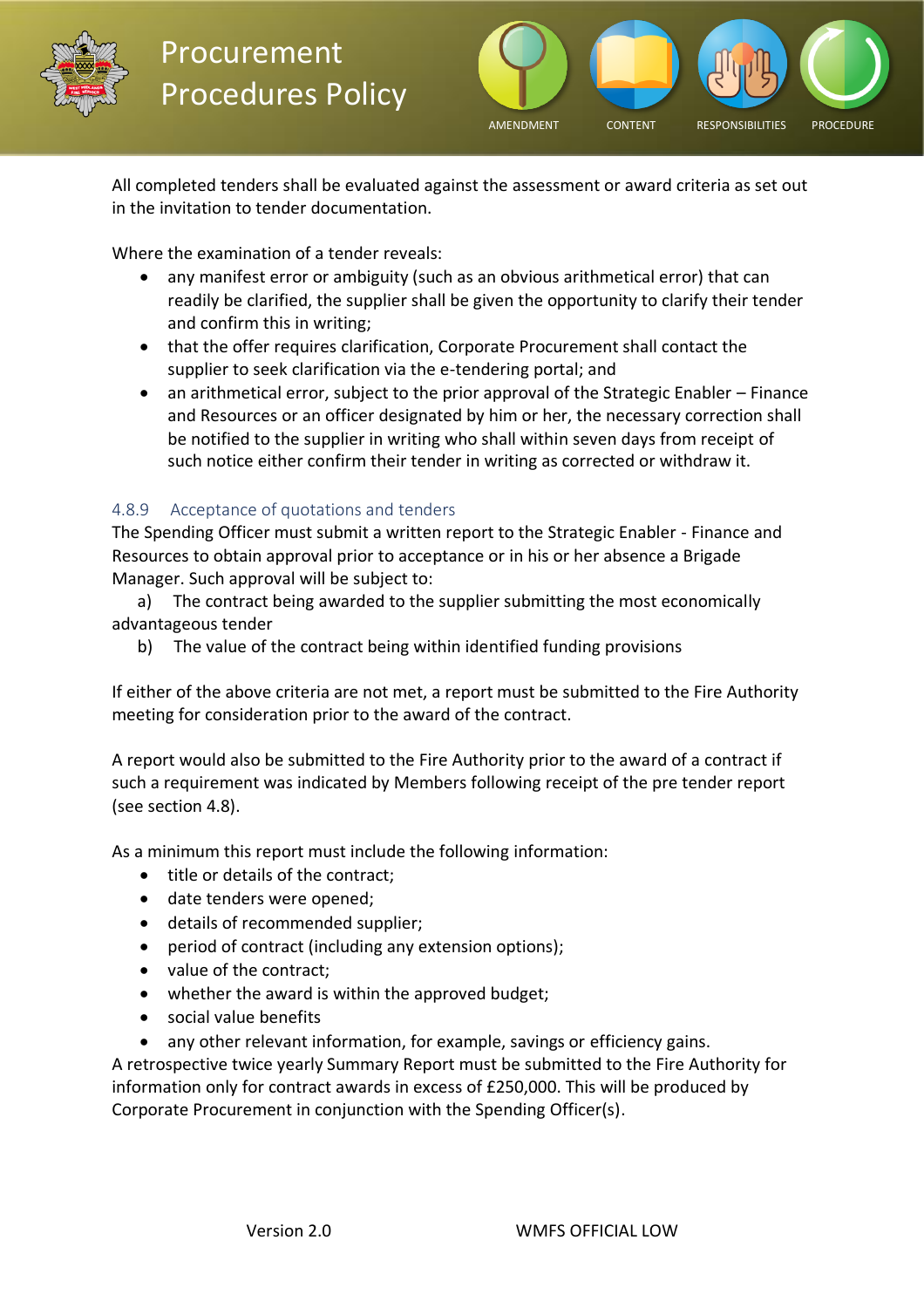All completed tenders shall be evaluated against the assessment or award criteria as set out in the invitation to tender documentation.

Where the examination of a tender reveals:

- any manifest error or ambiguity (such as an obvious arithmetical error) that can readily be clarified, the supplier shall be given the opportunity to clarify their tender and confirm this in writing;
- that the offer requires clarification, Corporate Procurement shall contact the supplier to seek clarification via the e-tendering portal; and
- an arithmetical error, subject to the prior approval of the Strategic Enabler – Finance and Resources or an officer designated by him or her, the necessary correction shall be notified to the supplier in writing who shall within seven days from receipt of such notice either confirm their tender in writing as corrected or withdraw it.

### 4.8.9 Acceptance of quotations and tenders

The Spending Officer must submit a written report to the Strategic Enabler - Finance and Resources to obtain approval prior to acceptance or in his or her absence a Brigade Manager. Such approval will be subject to:

a) The contract being awarded to the supplier submitting the most economically advantageous tender

b) The value of the contract being within identified funding provisions

If either of the above criteria are not met, a report must be submitted to the Fire Authority meeting for consideration prior to the award of the contract.

A report would also be submitted to the Fire Authority prior to the award of a contract if such a requirement was indicated by Members following receipt of the pre tender report (see section 4.8).

As a minimum this report must include the following information:

- title or details of the contract;
- date tenders were opened;
- details of recommended supplier;
- period of contract (including any extension options);
- value of the contract;
- whether the award is within the approved budget;
- social value benefits
- any other relevant information, for example, savings or efficiency gains.

A retrospective twice yearly Summary Report must be submitted to the Fire Authority for information only for contract awards in excess of £250,000. This will be produced by Corporate Procurement in conjunction with the Spending Officer(s).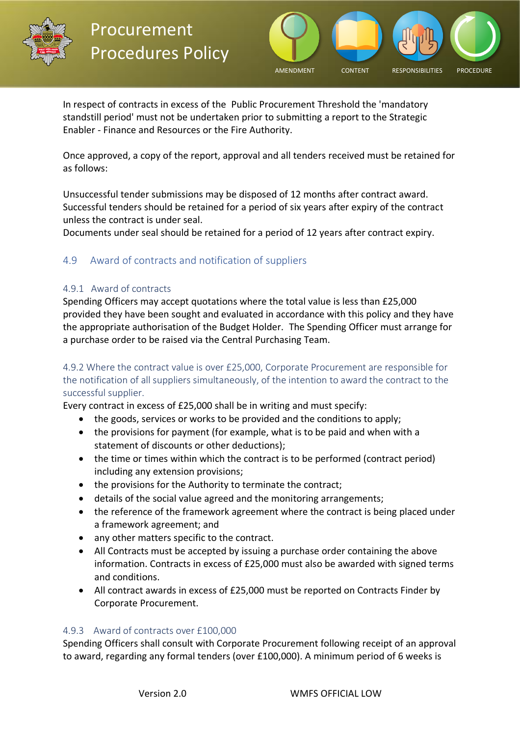In respect of contracts in excess of the Public Procurement Threshold the 'mandatory standstill period' must not be undertaken prior to submitting a report to the Strategic Enabler - Finance and Resources or the Fire Authority.

Once approved, a copy of the report, approval and all tenders received must be retained for as follows:

Unsuccessful tender submissions may be disposed of 12 months after contract award. Successful tenders should be retained for a period of six years after expiry of the contract unless the contract is under seal.
Documents under seal should be retained for a period of 12 years after contract expiry.

## 4.9 Award of contracts and notification of suppliers

### 4.9.1 Award of contracts

Spending Officers may accept quotations where the total value is less than £25,000 provided they have been sought and evaluated in accordance with this policy and they have the appropriate authorisation of the Budget Holder. The Spending Officer must arrange for a purchase order to be raised via the Central Purchasing Team.

### 4.9.2 Where the contract value is over £25,000, Corporate Procurement are responsible for the notification of all suppliers simultaneously, of the intention to award the contract to the successful supplier.

Every contract in excess of £25,000 shall be in writing and must specify:

- the goods, services or works to be provided and the conditions to apply;
- the provisions for payment (for example, what is to be paid and when with a statement of discounts or other deductions);
- the time or times within which the contract is to be performed (contract period) including any extension provisions;
- the provisions for the Authority to terminate the contract;
- details of the social value agreed and the monitoring arrangements;
- the reference of the framework agreement where the contract is being placed under a framework agreement; and
- any other matters specific to the contract.
- All Contracts must be accepted by issuing a purchase order containing the above information. Contracts in excess of £25,000 must also be awarded with signed terms and conditions.
- All contract awards in excess of £25,000 must be reported on Contracts Finder by Corporate Procurement.

### 4.9.3 Award of contracts over £100,000

Spending Officers shall consult with Corporate Procurement following receipt of an approval to award, regarding any formal tenders (over £100,000). A minimum period of 6 weeks is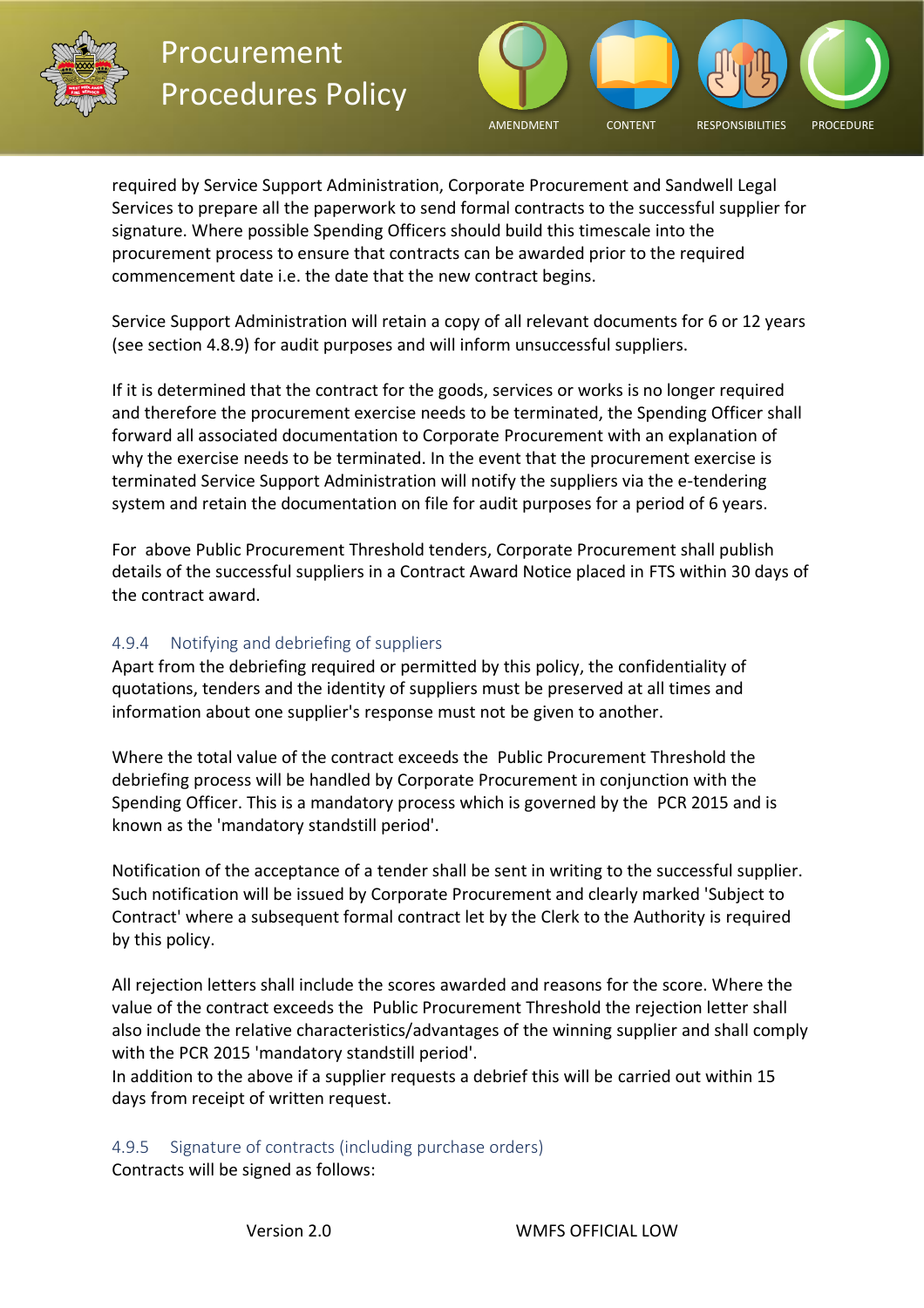required by Service Support Administration, Corporate Procurement and Sandwell Legal Services to prepare all the paperwork to send formal contracts to the successful supplier for signature. Where possible Spending Officers should build this timescale into the procurement process to ensure that contracts can be awarded prior to the required commencement date i.e. the date that the new contract begins.

Service Support Administration will retain a copy of all relevant documents for 6 or 12 years (see section 4.8.9) for audit purposes and will inform unsuccessful suppliers.

If it is determined that the contract for the goods, services or works is no longer required and therefore the procurement exercise needs to be terminated, the Spending Officer shall forward all associated documentation to Corporate Procurement with an explanation of why the exercise needs to be terminated. In the event that the procurement exercise is terminated Service Support Administration will notify the suppliers via the e-tendering system and retain the documentation on file for audit purposes for a period of 6 years.

For above Public Procurement Threshold tenders, Corporate Procurement shall publish details of the successful suppliers in a Contract Award Notice placed in FTS within 30 days of the contract award.

### 4.9.4 Notifying and debriefing of suppliers

Apart from the debriefing required or permitted by this policy, the confidentiality of quotations, tenders and the identity of suppliers must be preserved at all times and information about one supplier's response must not be given to another.

Where the total value of the contract exceeds the Public Procurement Threshold the debriefing process will be handled by Corporate Procurement in conjunction with the Spending Officer. This is a mandatory process which is governed by the PCR 2015 and is known as the 'mandatory standstill period'.

Notification of the acceptance of a tender shall be sent in writing to the successful supplier. Such notification will be issued by Corporate Procurement and clearly marked 'Subject to Contract' where a subsequent formal contract let by the Clerk to the Authority is required by this policy.

All rejection letters shall include the scores awarded and reasons for the score. Where the value of the contract exceeds the Public Procurement Threshold the rejection letter shall also include the relative characteristics/advantages of the winning supplier and shall comply with the PCR 2015 'mandatory standstill period'.
In addition to the above if a supplier requests a debrief this will be carried out within 15 days from receipt of written request.

### 4.9.5 Signature of contracts (including purchase orders)

Contracts will be signed as follows: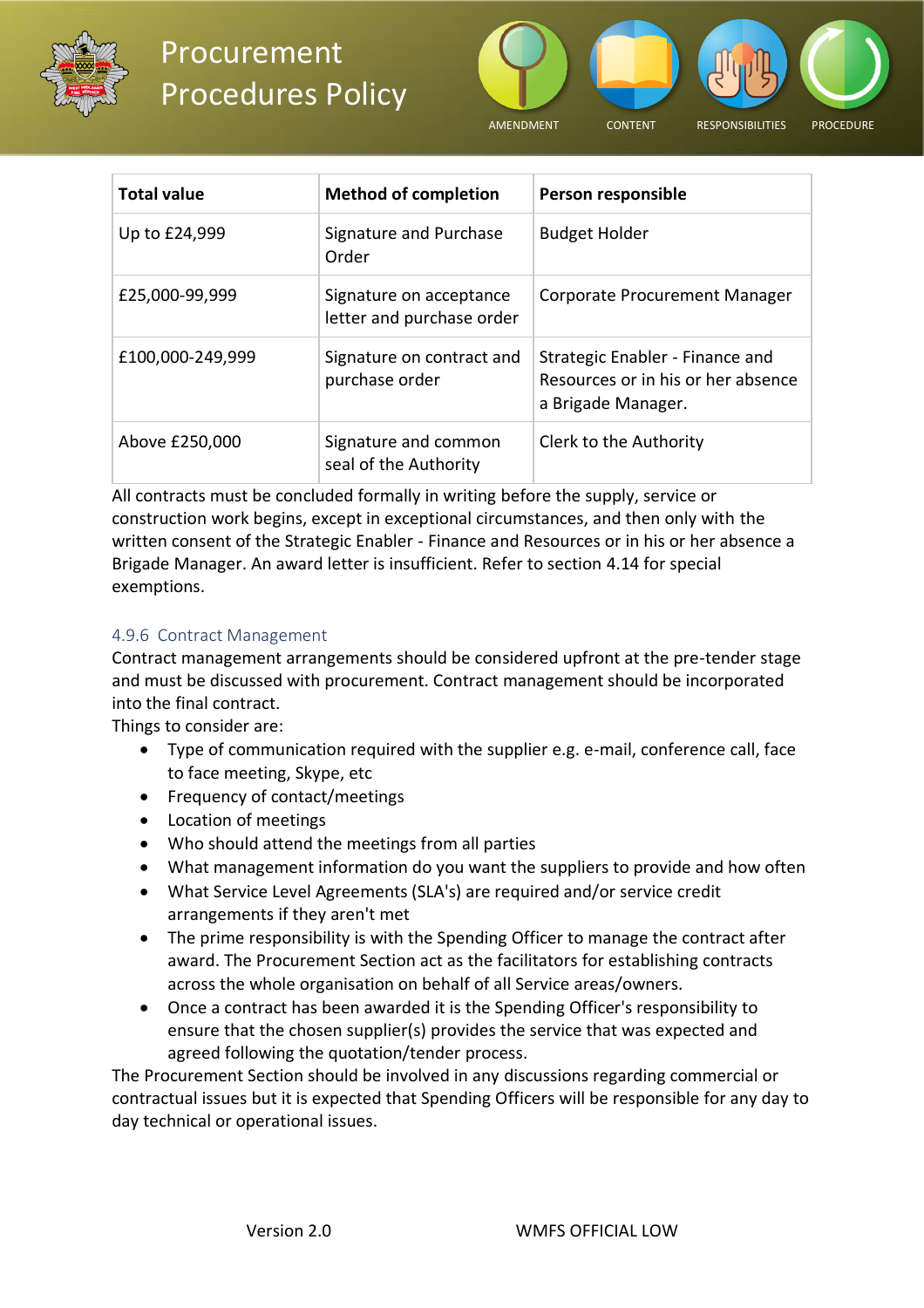| Total value | Method of completion | Person responsible |
|---|---|---|
| Up to £24,999 | Signature and Purchase Order | Budget Holder |
| £25,000-99,999 | Signature on acceptance letter and purchase order | Corporate Procurement Manager |
| £100,000-249,999 | Signature on contract and purchase order | Strategic Enabler - Finance and Resources or in his or her absence a Brigade Manager. |
| Above £250,000 | Signature and common seal of the Authority | Clerk to the Authority |

All contracts must be concluded formally in writing before the supply, service or construction work begins, except in exceptional circumstances, and then only with the written consent of the Strategic Enabler - Finance and Resources or in his or her absence a Brigade Manager. An award letter is insufficient. Refer to section 4.14 for special exemptions.

#### 4.9.6 Contract Management

Contract management arrangements should be considered upfront at the pre-tender stage and must be discussed with procurement. Contract management should be incorporated into the final contract.

Things to consider are:

- Type of communication required with the supplier e.g. e-mail, conference call, face to face meeting, Skype, etc
- Frequency of contact/meetings
- Location of meetings
- Who should attend the meetings from all parties
- What management information do you want the suppliers to provide and how often
- What Service Level Agreements (SLA's) are required and/or service credit arrangements if they aren't met
- The prime responsibility is with the Spending Officer to manage the contract after award. The Procurement Section act as the facilitators for establishing contracts across the whole organisation on behalf of all Service areas/owners.
- Once a contract has been awarded it is the Spending Officer's responsibility to ensure that the chosen supplier(s) provides the service that was expected and agreed following the quotation/tender process.

The Procurement Section should be involved in any discussions regarding commercial or contractual issues but it is expected that Spending Officers will be responsible for any day to day technical or operational issues.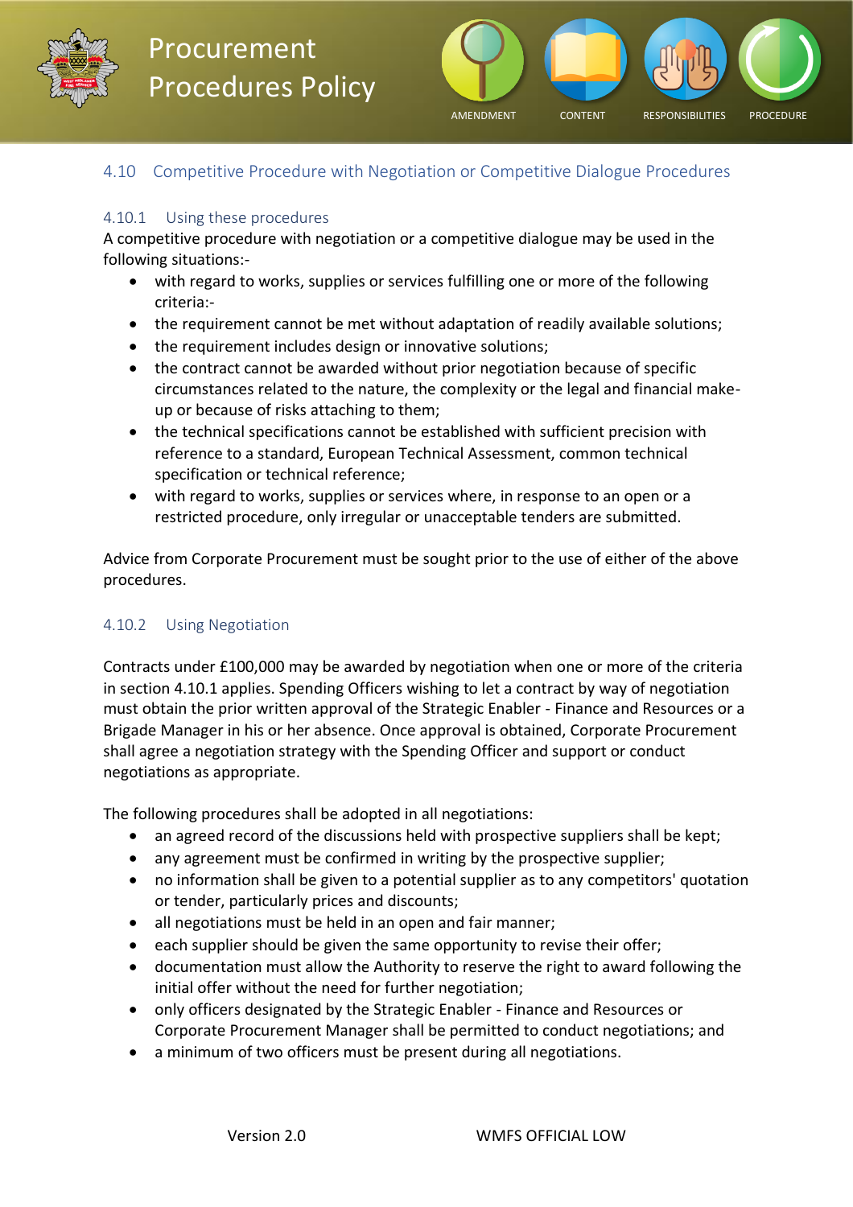## 4.10 Competitive Procedure with Negotiation or Competitive Dialogue Procedures

### 4.10.1 Using these procedures

A competitive procedure with negotiation or a competitive dialogue may be used in the following situations:-

- with regard to works, supplies or services fulfilling one or more of the following criteria:-
- the requirement cannot be met without adaptation of readily available solutions;
- the requirement includes design or innovative solutions;
- the contract cannot be awarded without prior negotiation because of specific circumstances related to the nature, the complexity or the legal and financial make-up or because of risks attaching to them;
- the technical specifications cannot be established with sufficient precision with reference to a standard, European Technical Assessment, common technical specification or technical reference;
- with regard to works, supplies or services where, in response to an open or a restricted procedure, only irregular or unacceptable tenders are submitted.

Advice from Corporate Procurement must be sought prior to the use of either of the above procedures.

### 4.10.2 Using Negotiation

Contracts under £100,000 may be awarded by negotiation when one or more of the criteria in section 4.10.1 applies. Spending Officers wishing to let a contract by way of negotiation must obtain the prior written approval of the Strategic Enabler - Finance and Resources or a Brigade Manager in his or her absence. Once approval is obtained, Corporate Procurement shall agree a negotiation strategy with the Spending Officer and support or conduct negotiations as appropriate.

The following procedures shall be adopted in all negotiations:

- an agreed record of the discussions held with prospective suppliers shall be kept;
- any agreement must be confirmed in writing by the prospective supplier;
- no information shall be given to a potential supplier as to any competitors' quotation or tender, particularly prices and discounts;
- all negotiations must be held in an open and fair manner;
- each supplier should be given the same opportunity to revise their offer;
- documentation must allow the Authority to reserve the right to award following the initial offer without the need for further negotiation;
- only officers designated by the Strategic Enabler - Finance and Resources or Corporate Procurement Manager shall be permitted to conduct negotiations; and
- a minimum of two officers must be present during all negotiations.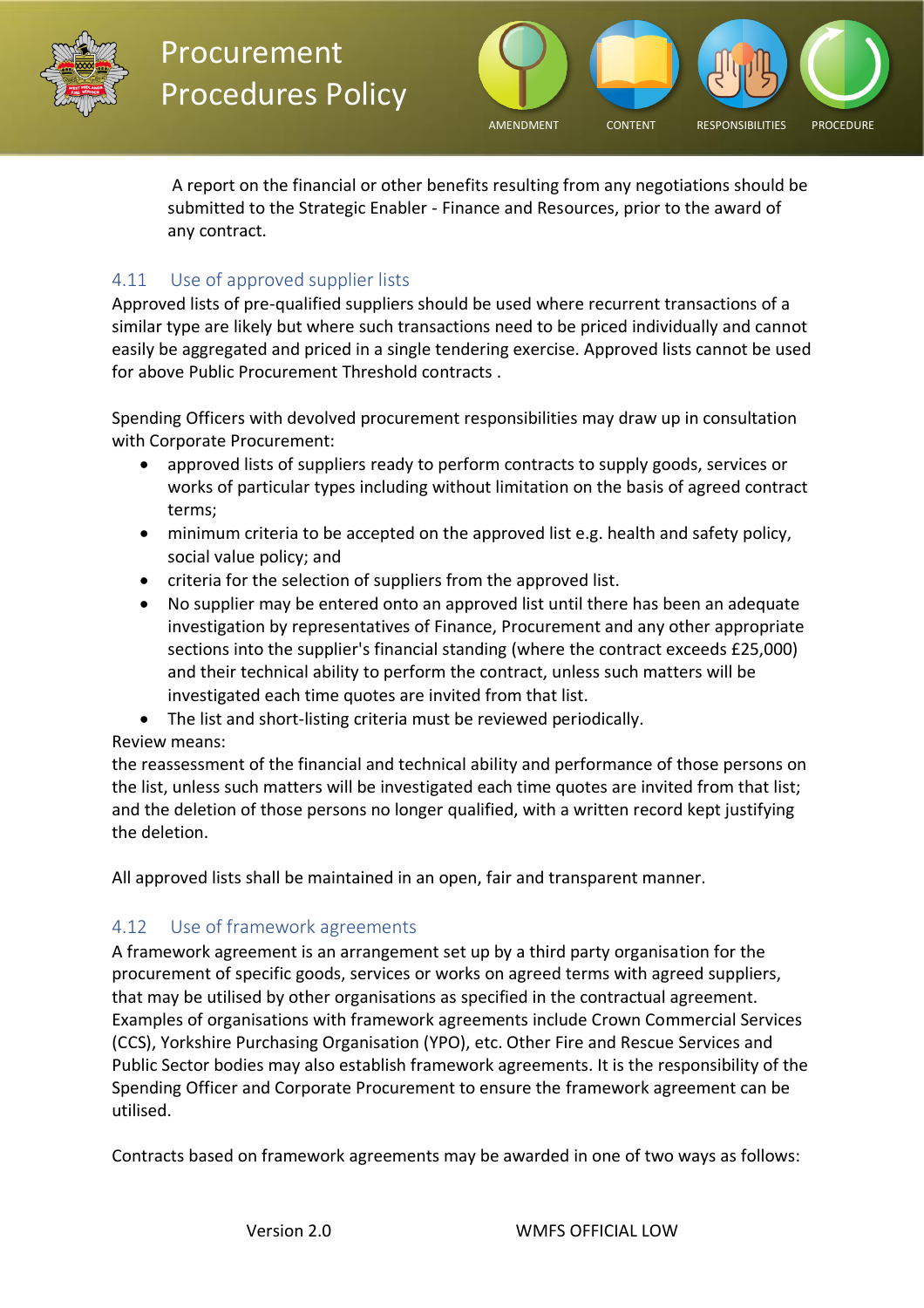A report on the financial or other benefits resulting from any negotiations should be submitted to the Strategic Enabler - Finance and Resources, prior to the award of any contract.

### 4.11 Use of approved supplier lists

Approved lists of pre-qualified suppliers should be used where recurrent transactions of a similar type are likely but where such transactions need to be priced individually and cannot easily be aggregated and priced in a single tendering exercise. Approved lists cannot be used for above Public Procurement Threshold contracts .

Spending Officers with devolved procurement responsibilities may draw up in consultation with Corporate Procurement:

- approved lists of suppliers ready to perform contracts to supply goods, services or works of particular types including without limitation on the basis of agreed contract terms;
- minimum criteria to be accepted on the approved list e.g. health and safety policy, social value policy; and
- criteria for the selection of suppliers from the approved list.
- No supplier may be entered onto an approved list until there has been an adequate investigation by representatives of Finance, Procurement and any other appropriate sections into the supplier's financial standing (where the contract exceeds £25,000) and their technical ability to perform the contract, unless such matters will be investigated each time quotes are invited from that list.
- The list and short-listing criteria must be reviewed periodically.

Review means:
the reassessment of the financial and technical ability and performance of those persons on the list, unless such matters will be investigated each time quotes are invited from that list; and the deletion of those persons no longer qualified, with a written record kept justifying the deletion.

All approved lists shall be maintained in an open, fair and transparent manner.

### 4.12 Use of framework agreements

A framework agreement is an arrangement set up by a third party organisation for the procurement of specific goods, services or works on agreed terms with agreed suppliers, that may be utilised by other organisations as specified in the contractual agreement. Examples of organisations with framework agreements include Crown Commercial Services (CCS), Yorkshire Purchasing Organisation (YPO), etc. Other Fire and Rescue Services and Public Sector bodies may also establish framework agreements. It is the responsibility of the Spending Officer and Corporate Procurement to ensure the framework agreement can be utilised.

Contracts based on framework agreements may be awarded in one of two ways as follows: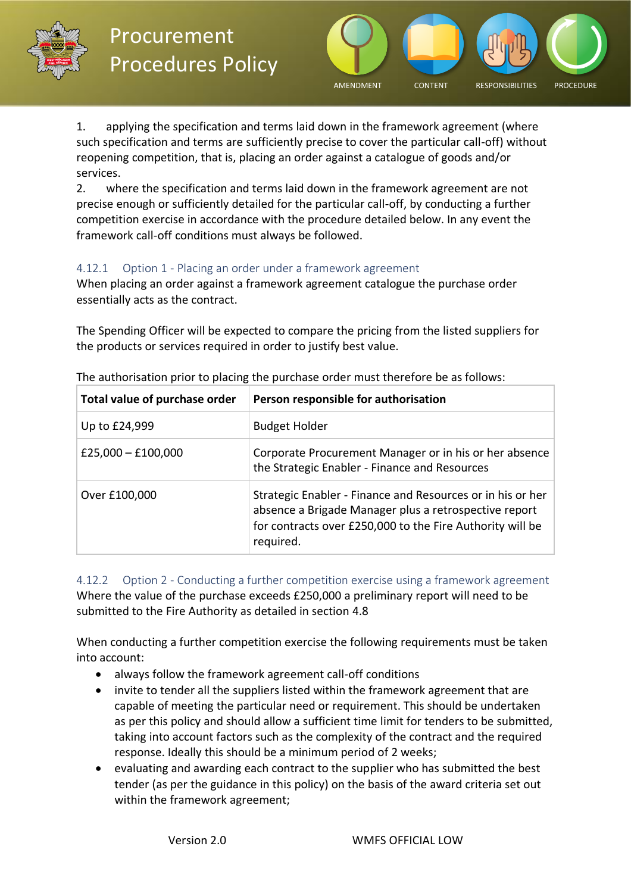1. applying the specification and terms laid down in the framework agreement (where such specification and terms are sufficiently precise to cover the particular call-off) without reopening competition, that is, placing an order against a catalogue of goods and/or services.
2. where the specification and terms laid down in the framework agreement are not precise enough or sufficiently detailed for the particular call-off, by conducting a further competition exercise in accordance with the procedure detailed below. In any event the framework call-off conditions must always be followed.

### 4.12.1 Option 1 - Placing an order under a framework agreement

When placing an order against a framework agreement catalogue the purchase order essentially acts as the contract.

The Spending Officer will be expected to compare the pricing from the listed suppliers for the products or services required in order to justify best value.

The authorisation prior to placing the purchase order must therefore be as follows:

| **Total value of purchase order** | **Person responsible for authorisation** |
|---|---|
| Up to £24,999 | Budget Holder |
| £25,000 – £100,000 | Corporate Procurement Manager or in his or her absence the Strategic Enabler - Finance and Resources |
| Over £100,000 | Strategic Enabler - Finance and Resources or in his or her absence a Brigade Manager plus a retrospective report for contracts over £250,000 to the Fire Authority will be required. |

### 4.12.2 Option 2 - Conducting a further competition exercise using a framework agreement

Where the value of the purchase exceeds £250,000 a preliminary report will need to be submitted to the Fire Authority as detailed in section 4.8

When conducting a further competition exercise the following requirements must be taken into account:

- always follow the framework agreement call-off conditions
- invite to tender all the suppliers listed within the framework agreement that are capable of meeting the particular need or requirement. This should be undertaken as per this policy and should allow a sufficient time limit for tenders to be submitted, taking into account factors such as the complexity of the contract and the required response. Ideally this should be a minimum period of 2 weeks;
- evaluating and awarding each contract to the supplier who has submitted the best tender (as per the guidance in this policy) on the basis of the award criteria set out within the framework agreement;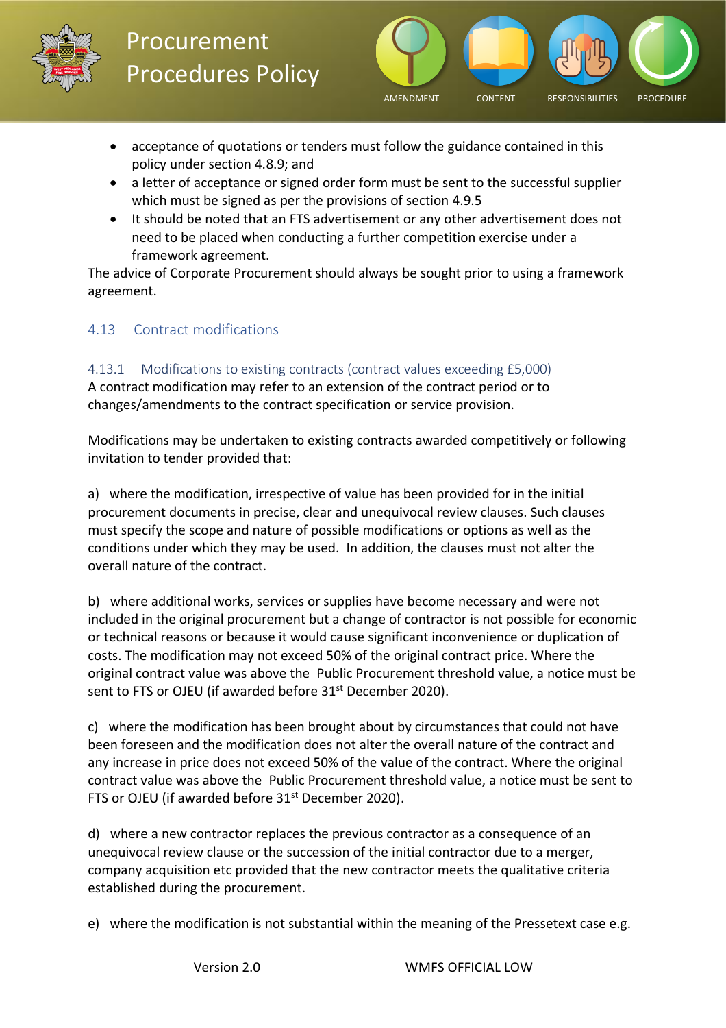- acceptance of quotations or tenders must follow the guidance contained in this policy under section 4.8.9; and
- a letter of acceptance or signed order form must be sent to the successful supplier which must be signed as per the provisions of section 4.9.5
- It should be noted that an FTS advertisement or any other advertisement does not need to be placed when conducting a further competition exercise under a framework agreement.

The advice of Corporate Procurement should always be sought prior to using a framework agreement.

## 4.13 Contract modifications

### 4.13.1 Modifications to existing contracts (contract values exceeding £5,000)

A contract modification may refer to an extension of the contract period or to changes/amendments to the contract specification or service provision.

Modifications may be undertaken to existing contracts awarded competitively or following invitation to tender provided that:

a) where the modification, irrespective of value has been provided for in the initial procurement documents in precise, clear and unequivocal review clauses. Such clauses must specify the scope and nature of possible modifications or options as well as the conditions under which they may be used. In addition, the clauses must not alter the overall nature of the contract.

b) where additional works, services or supplies have become necessary and were not included in the original procurement but a change of contractor is not possible for economic or technical reasons or because it would cause significant inconvenience or duplication of costs. The modification may not exceed 50% of the original contract price. Where the original contract value was above the Public Procurement threshold value, a notice must be sent to FTS or OJEU (if awarded before 31st December 2020).

c) where the modification has been brought about by circumstances that could not have been foreseen and the modification does not alter the overall nature of the contract and any increase in price does not exceed 50% of the value of the contract. Where the original contract value was above the Public Procurement threshold value, a notice must be sent to FTS or OJEU (if awarded before 31st December 2020).

d) where a new contractor replaces the previous contractor as a consequence of an unequivocal review clause or the succession of the initial contractor due to a merger, company acquisition etc provided that the new contractor meets the qualitative criteria established during the procurement.

e) where the modification is not substantial within the meaning of the Pressetext case e.g.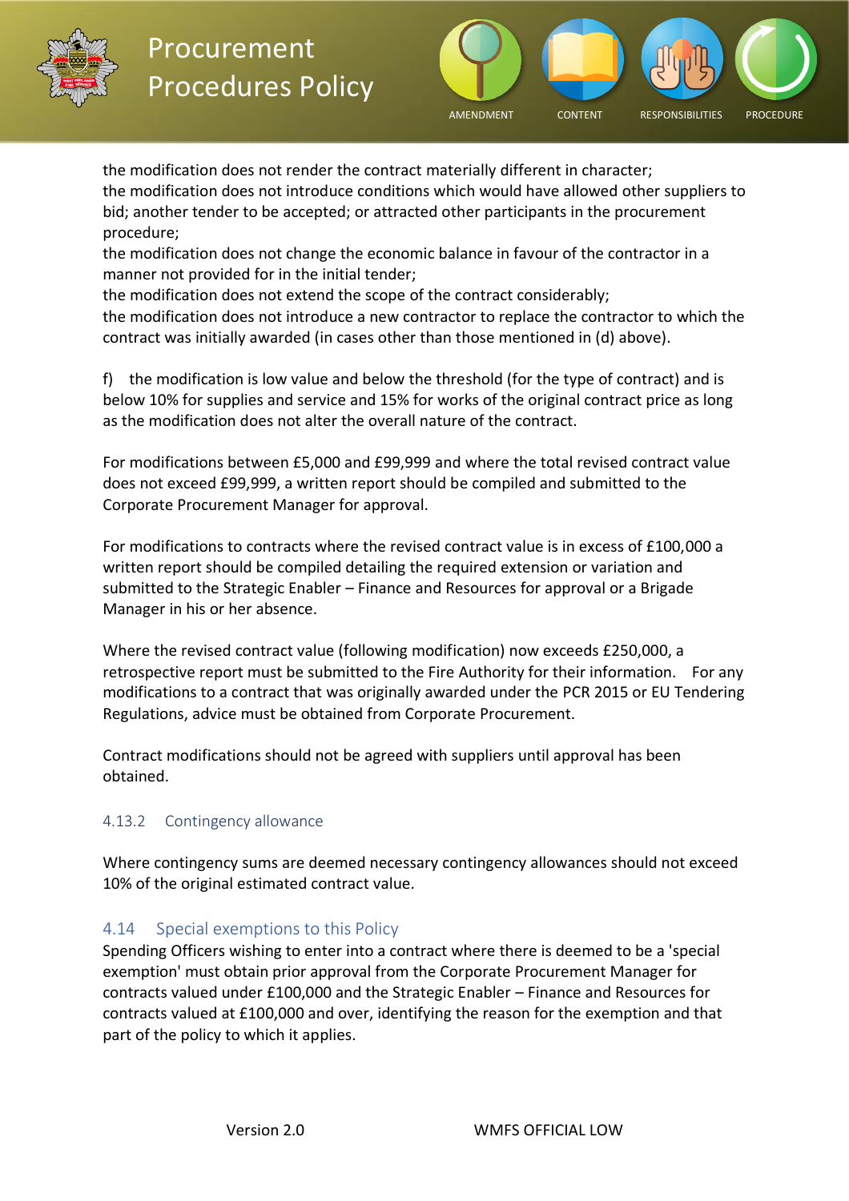the modification does not render the contract materially different in character;
the modification does not introduce conditions which would have allowed other suppliers to bid; another tender to be accepted; or attracted other participants in the procurement procedure;
the modification does not change the economic balance in favour of the contractor in a manner not provided for in the initial tender;
the modification does not extend the scope of the contract considerably;
the modification does not introduce a new contractor to replace the contractor to which the contract was initially awarded (in cases other than those mentioned in (d) above).

f) the modification is low value and below the threshold (for the type of contract) and is below 10% for supplies and service and 15% for works of the original contract price as long as the modification does not alter the overall nature of the contract.

For modifications between £5,000 and £99,999 and where the total revised contract value does not exceed £99,999, a written report should be compiled and submitted to the Corporate Procurement Manager for approval.

For modifications to contracts where the revised contract value is in excess of £100,000 a written report should be compiled detailing the required extension or variation and submitted to the Strategic Enabler – Finance and Resources for approval or a Brigade Manager in his or her absence.

Where the revised contract value (following modification) now exceeds £250,000, a retrospective report must be submitted to the Fire Authority for their information. For any modifications to a contract that was originally awarded under the PCR 2015 or EU Tendering Regulations, advice must be obtained from Corporate Procurement.

Contract modifications should not be agreed with suppliers until approval has been obtained.

### 4.13.2 Contingency allowance

Where contingency sums are deemed necessary contingency allowances should not exceed 10% of the original estimated contract value.

## 4.14 Special exemptions to this Policy

Spending Officers wishing to enter into a contract where there is deemed to be a 'special exemption' must obtain prior approval from the Corporate Procurement Manager for contracts valued under £100,000 and the Strategic Enabler – Finance and Resources for contracts valued at £100,000 and over, identifying the reason for the exemption and that part of the policy to which it applies.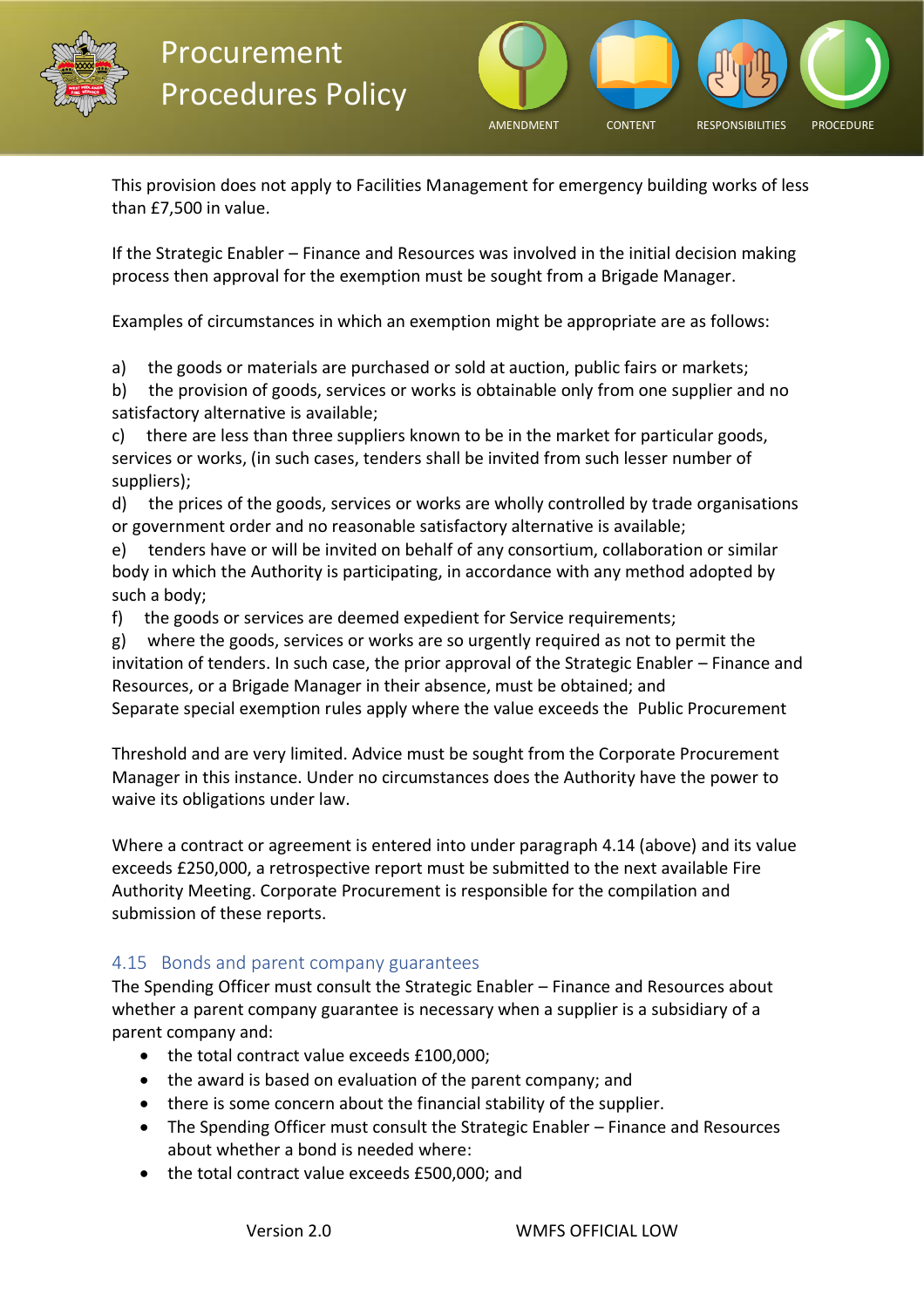This provision does not apply to Facilities Management for emergency building works of less than £7,500 in value.

If the Strategic Enabler – Finance and Resources was involved in the initial decision making process then approval for the exemption must be sought from a Brigade Manager.

Examples of circumstances in which an exemption might be appropriate are as follows:

a) the goods or materials are purchased or sold at auction, public fairs or markets;
b) the provision of goods, services or works is obtainable only from one supplier and no satisfactory alternative is available;
c) there are less than three suppliers known to be in the market for particular goods, services or works, (in such cases, tenders shall be invited from such lesser number of suppliers);
d) the prices of the goods, services or works are wholly controlled by trade organisations or government order and no reasonable satisfactory alternative is available;
e) tenders have or will be invited on behalf of any consortium, collaboration or similar body in which the Authority is participating, in accordance with any method adopted by such a body;
f) the goods or services are deemed expedient for Service requirements;
g) where the goods, services or works are so urgently required as not to permit the invitation of tenders. In such case, the prior approval of the Strategic Enabler – Finance and Resources, or a Brigade Manager in their absence, must be obtained; and
Separate special exemption rules apply where the value exceeds the Public Procurement

Threshold and are very limited. Advice must be sought from the Corporate Procurement Manager in this instance. Under no circumstances does the Authority have the power to waive its obligations under law.

Where a contract or agreement is entered into under paragraph 4.14 (above) and its value exceeds £250,000, a retrospective report must be submitted to the next available Fire Authority Meeting. Corporate Procurement is responsible for the compilation and submission of these reports.

### 4.15 Bonds and parent company guarantees

The Spending Officer must consult the Strategic Enabler – Finance and Resources about whether a parent company guarantee is necessary when a supplier is a subsidiary of a parent company and:

- the total contract value exceeds £100,000;
- the award is based on evaluation of the parent company; and
- there is some concern about the financial stability of the supplier.
- The Spending Officer must consult the Strategic Enabler – Finance and Resources about whether a bond is needed where:
- the total contract value exceeds £500,000; and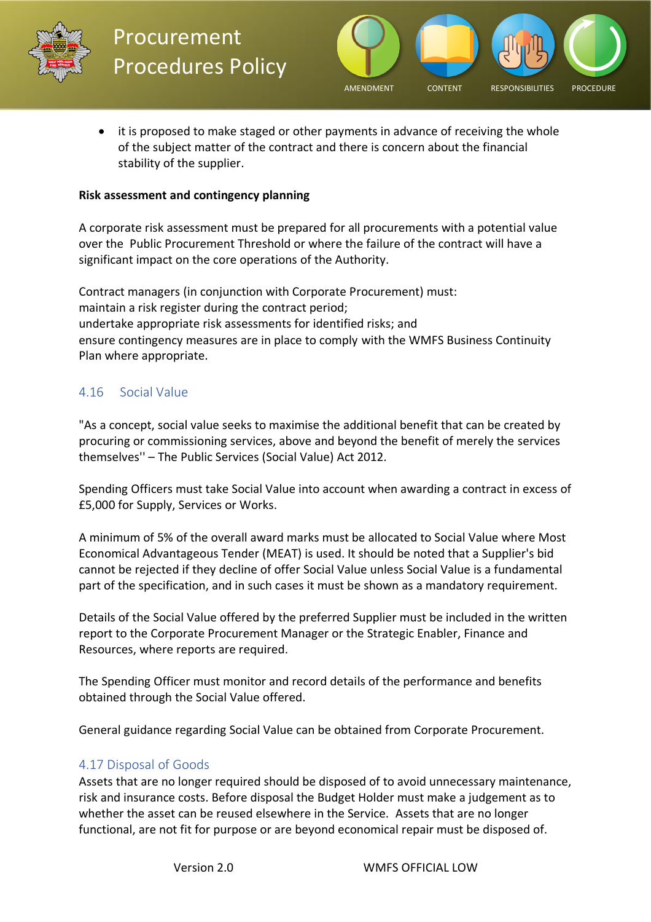- it is proposed to make staged or other payments in advance of receiving the whole of the subject matter of the contract and there is concern about the financial stability of the supplier.

**Risk assessment and contingency planning**

A corporate risk assessment must be prepared for all procurements with a potential value over the Public Procurement Threshold or where the failure of the contract will have a significant impact on the core operations of the Authority.

Contract managers (in conjunction with Corporate Procurement) must:
maintain a risk register during the contract period;
undertake appropriate risk assessments for identified risks; and
ensure contingency measures are in place to comply with the WMFS Business Continuity Plan where appropriate.

## 4.16 Social Value

"As a concept, social value seeks to maximise the additional benefit that can be created by procuring or commissioning services, above and beyond the benefit of merely the services themselves'' – The Public Services (Social Value) Act 2012.

Spending Officers must take Social Value into account when awarding a contract in excess of £5,000 for Supply, Services or Works.

A minimum of 5% of the overall award marks must be allocated to Social Value where Most Economical Advantageous Tender (MEAT) is used. It should be noted that a Supplier's bid cannot be rejected if they decline of offer Social Value unless Social Value is a fundamental part of the specification, and in such cases it must be shown as a mandatory requirement.

Details of the Social Value offered by the preferred Supplier must be included in the written report to the Corporate Procurement Manager or the Strategic Enabler, Finance and Resources, where reports are required.

The Spending Officer must monitor and record details of the performance and benefits obtained through the Social Value offered.

General guidance regarding Social Value can be obtained from Corporate Procurement.

## 4.17 Disposal of Goods

Assets that are no longer required should be disposed of to avoid unnecessary maintenance, risk and insurance costs. Before disposal the Budget Holder must make a judgement as to whether the asset can be reused elsewhere in the Service. Assets that are no longer functional, are not fit for purpose or are beyond economical repair must be disposed of.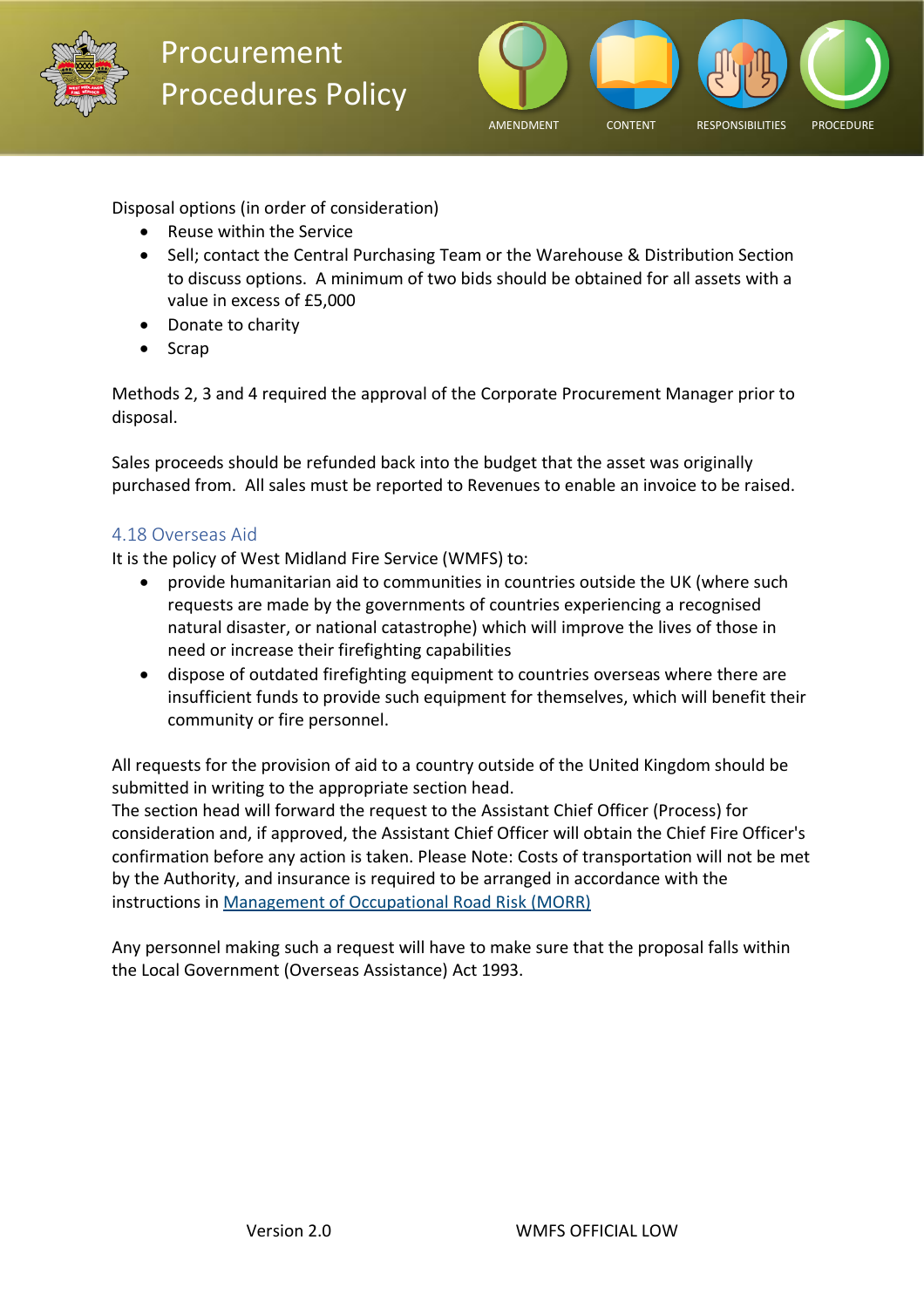Disposal options (in order of consideration)

- Reuse within the Service
- Sell; contact the Central Purchasing Team or the Warehouse & Distribution Section to discuss options. A minimum of two bids should be obtained for all assets with a value in excess of £5,000
- Donate to charity
- Scrap

Methods 2, 3 and 4 required the approval of the Corporate Procurement Manager prior to disposal.

Sales proceeds should be refunded back into the budget that the asset was originally purchased from. All sales must be reported to Revenues to enable an invoice to be raised.

### 4.18 Overseas Aid

It is the policy of West Midland Fire Service (WMFS) to:

- provide humanitarian aid to communities in countries outside the UK (where such requests are made by the governments of countries experiencing a recognised natural disaster, or national catastrophe) which will improve the lives of those in need or increase their firefighting capabilities
- dispose of outdated firefighting equipment to countries overseas where there are insufficient funds to provide such equipment for themselves, which will benefit their community or fire personnel.

All requests for the provision of aid to a country outside of the United Kingdom should be submitted in writing to the appropriate section head.
The section head will forward the request to the Assistant Chief Officer (Process) for consideration and, if approved, the Assistant Chief Officer will obtain the Chief Fire Officer's confirmation before any action is taken. Please Note: Costs of transportation will not be met by the Authority, and insurance is required to be arranged in accordance with the instructions in Management of Occupational Road Risk (MORR)

Any personnel making such a request will have to make sure that the proposal falls within the Local Government (Overseas Assistance) Act 1993.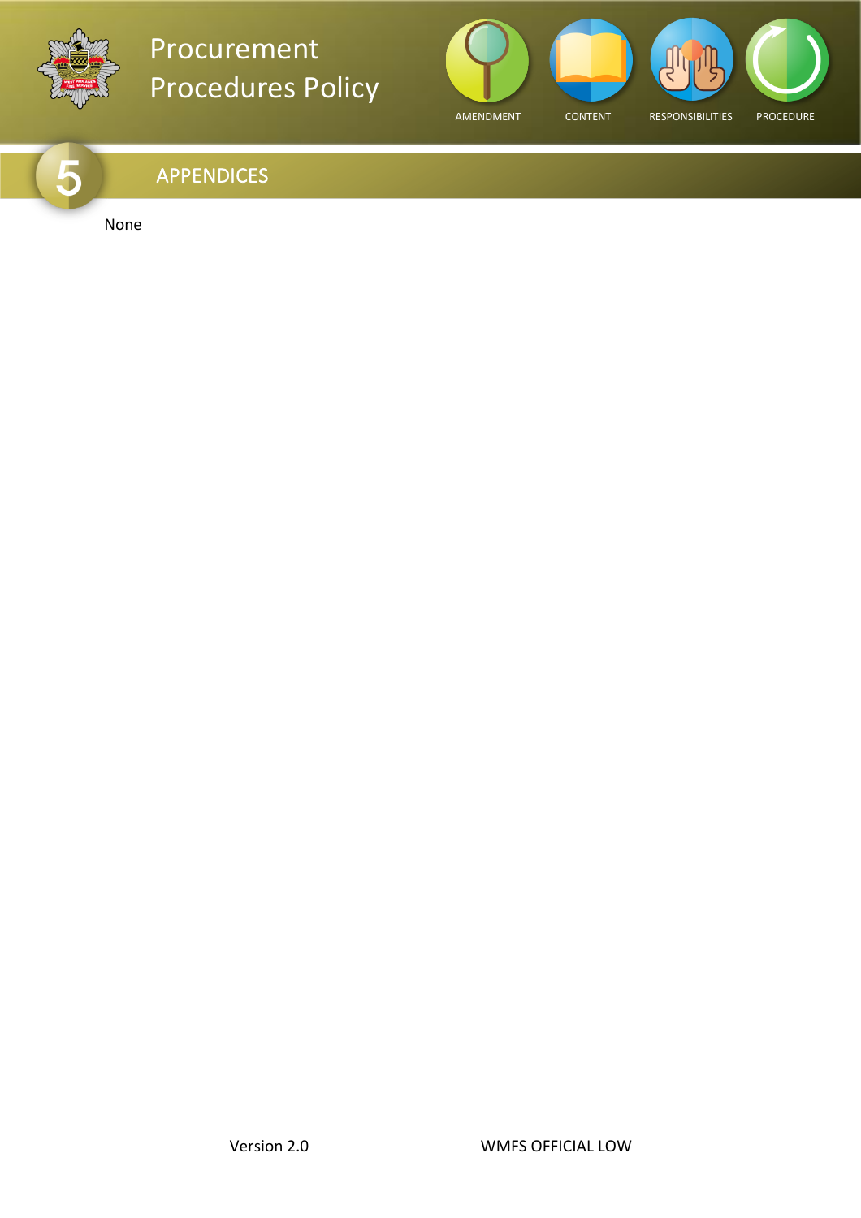## 5 APPENDICES

None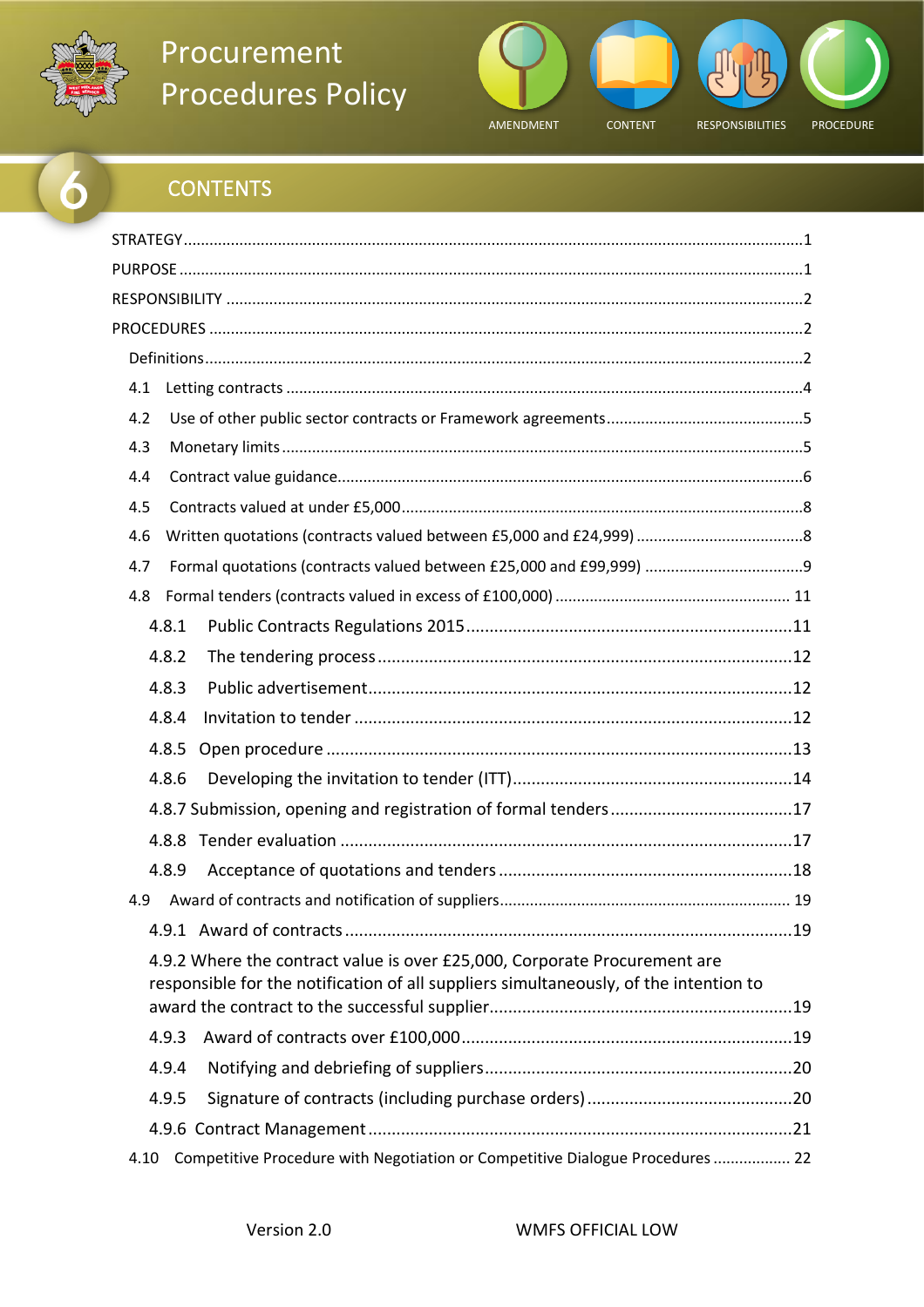# Procurement Procedures Policy

AMENDMENT CONTENT RESPONSIBILITIES PROCEDURE

## 6 CONTENTS

STRATEGY .......... 1

PURPOSE .......... 1

RESPONSIBILITY .......... 2

PROCEDURES .......... 2

- Definitions .......... 2
- 4.1 Letting contracts .......... 4
- 4.2 Use of other public sector contracts or Framework agreements .......... 5
- 4.3 Monetary limits .......... 5
- 4.4 Contract value guidance .......... 6
- 4.5 Contracts valued at under £5,000 .......... 8
- 4.6 Written quotations (contracts valued between £5,000 and £24,999) .......... 8
- 4.7 Formal quotations (contracts valued between £25,000 and £99,999) .......... 9
- 4.8 Formal tenders (contracts valued in excess of £100,000) .......... 11
  - 4.8.1 Public Contracts Regulations 2015 .......... 11
  - 4.8.2 The tendering process .......... 12
  - 4.8.3 Public advertisement .......... 12
  - 4.8.4 Invitation to tender .......... 12
  - 4.8.5 Open procedure .......... 13
  - 4.8.6 Developing the invitation to tender (ITT) .......... 14
  - 4.8.7 Submission, opening and registration of formal tenders .......... 17
  - 4.8.8 Tender evaluation .......... 17
  - 4.8.9 Acceptance of quotations and tenders .......... 18
- 4.9 Award of contracts and notification of suppliers .......... 19
  - 4.9.1 Award of contracts .......... 19
  - 4.9.2 Where the contract value is over £25,000, Corporate Procurement are responsible for the notification of all suppliers simultaneously, of the intention to award the contract to the successful supplier .......... 19
  - 4.9.3 Award of contracts over £100,000 .......... 19
  - 4.9.4 Notifying and debriefing of suppliers .......... 20
  - 4.9.5 Signature of contracts (including purchase orders) .......... 20
  - 4.9.6 Contract Management .......... 21
- 4.10 Competitive Procedure with Negotiation or Competitive Dialogue Procedures .......... 22

Version 2.0 WMFS OFFICIAL LOW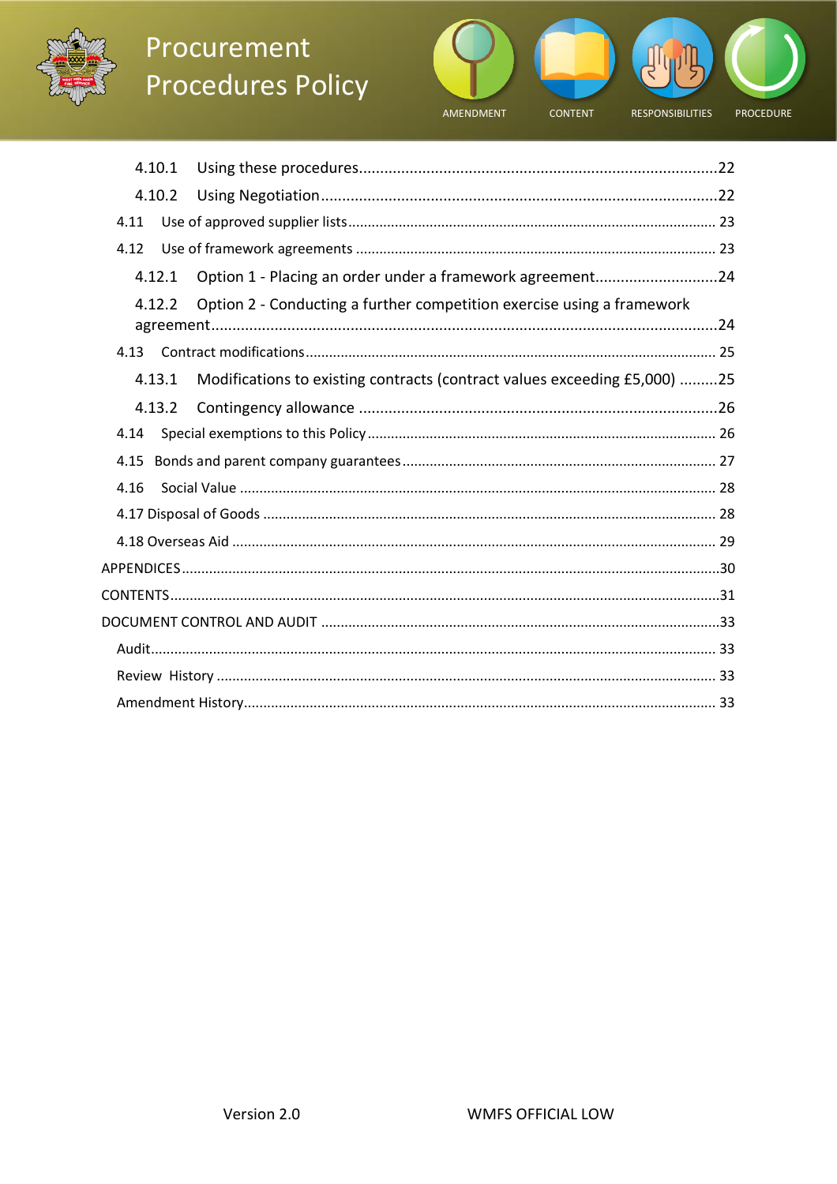4.10.1 Using these procedures.....22

4.10.2 Using Negotiation.....22

4.11 Use of approved supplier lists.....23

4.12 Use of framework agreements.....23

4.12.1 Option 1 - Placing an order under a framework agreement.....24

4.12.2 Option 2 - Conducting a further competition exercise using a framework agreement.....24

4.13 Contract modifications.....25

4.13.1 Modifications to existing contracts (contract values exceeding £5,000).....25

4.13.2 Contingency allowance.....26

4.14 Special exemptions to this Policy.....26

4.15 Bonds and parent company guarantees.....27

4.16 Social Value.....28

4.17 Disposal of Goods.....28

4.18 Overseas Aid.....29

APPENDICES.....30

CONTENTS.....31

DOCUMENT CONTROL AND AUDIT.....33

Audit.....33

Review History.....33

Amendment History.....33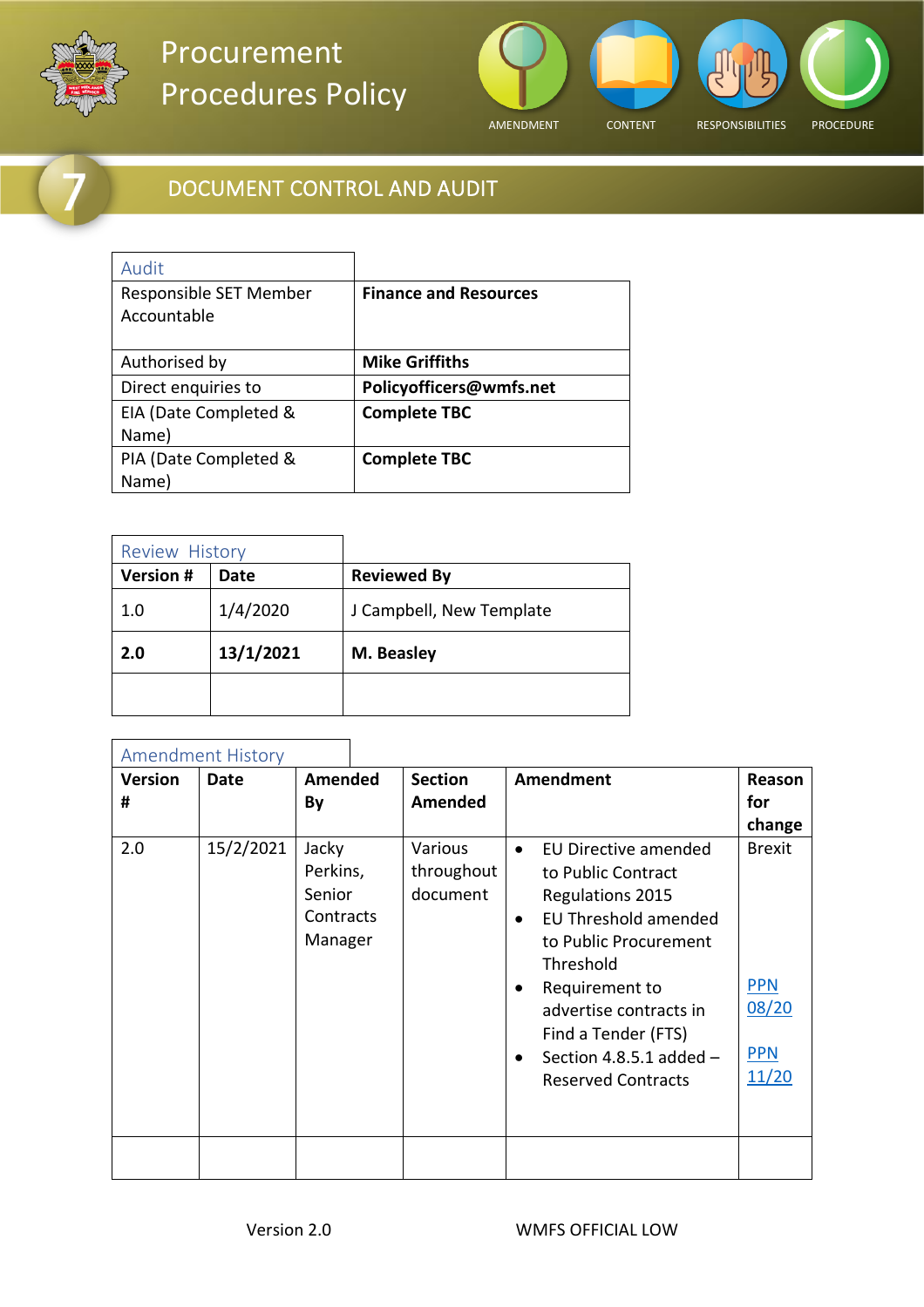# Procurement Procedures Policy

AMENDMENT CONTENT RESPONSIBILITIES PROCEDURE

## 7 DOCUMENT CONTROL AND AUDIT

| Audit | |
|---|---|
| Responsible SET Member Accountable | **Finance and Resources** |
| Authorised by | **Mike Griffiths** |
| Direct enquiries to | **Policyofficers@wmfs.net** |
| EIA (Date Completed & Name) | **Complete TBC** |
| PIA (Date Completed & Name) | **Complete TBC** |

| Review History | | |
|---|---|---|
| **Version #** | **Date** | **Reviewed By** |
| 1.0 | 1/4/2020 | J Campbell, New Template |
| **2.0** | **13/1/2021** | **M. Beasley** |
| | | |

| Amendment History | | | | | |
|---|---|---|---|---|---|
| **Version #** | **Date** | **Amended By** | **Section Amended** | **Amendment** | **Reason for change** |
| 2.0 | 15/2/2021 | Jacky Perkins, Senior Contracts Manager | Various throughout document | • EU Directive amended to Public Contract Regulations 2015<br>• EU Threshold amended to Public Procurement Threshold<br>• Requirement to advertise contracts in Find a Tender (FTS)<br>• Section 4.8.5.1 added – Reserved Contracts | Brexit<br><br>PPN 08/20<br><br>PPN 11/20 |
| | | | | | |

Version 2.0 WMFS OFFICIAL LOW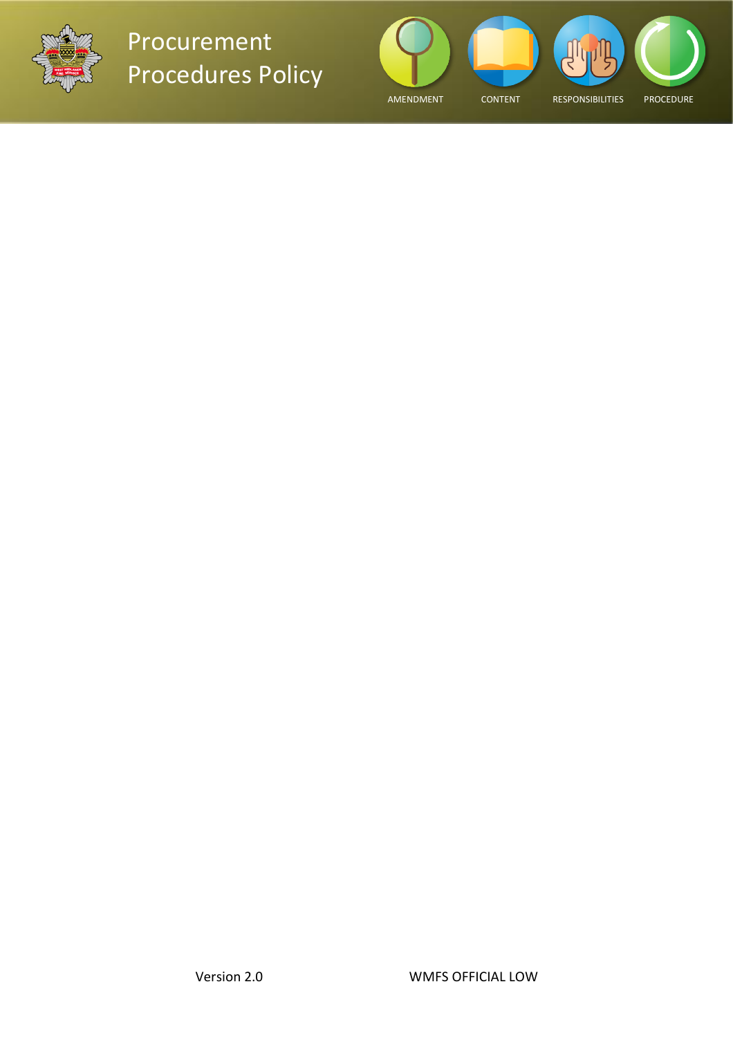# Procurement Procedures Policy

AMENDMENT CONTENT RESPONSIBILITIES PROCEDURE

Version 2.0 WMFS OFFICIAL LOW